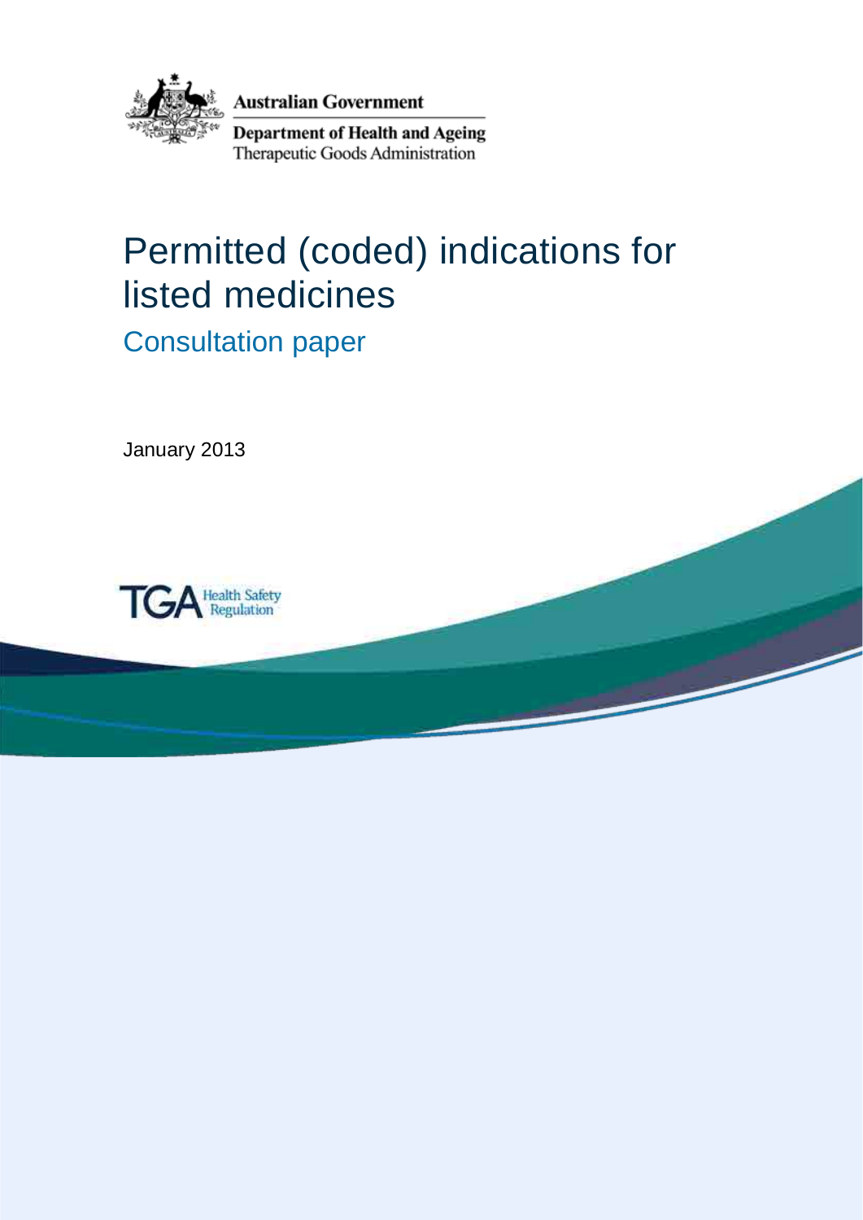Australian Government

Department of Health and Ageing

Therapeutic Goods Administration

# Permitted (coded) indications for listed medicines

## Consultation paper

January 2013

TGA Health Safety Regulation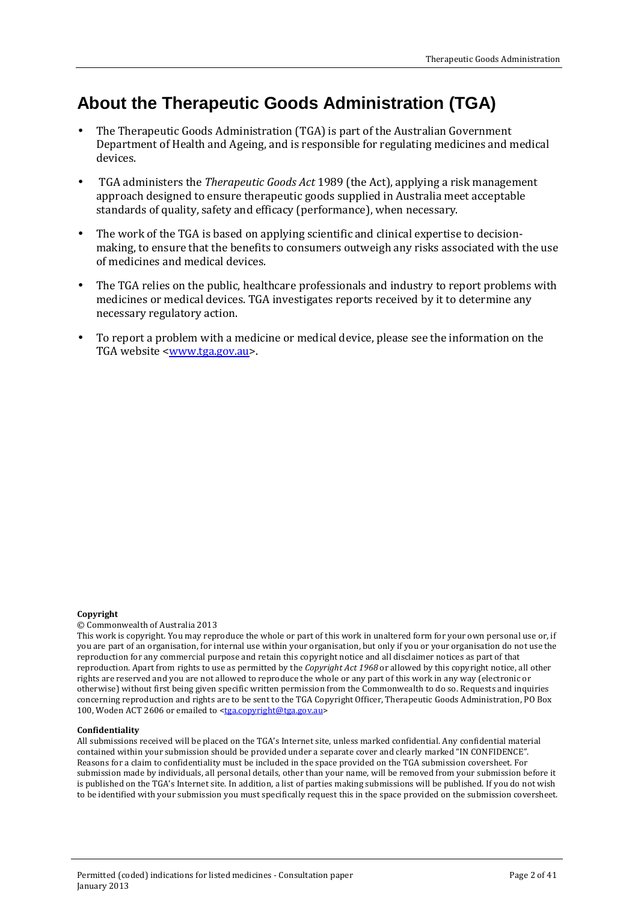# About the Therapeutic Goods Administration (TGA)

- The Therapeutic Goods Administration (TGA) is part of the Australian Government Department of Health and Ageing, and is responsible for regulating medicines and medical devices.
- TGA administers the *Therapeutic Goods Act* 1989 (the Act), applying a risk management approach designed to ensure therapeutic goods supplied in Australia meet acceptable standards of quality, safety and efficacy (performance), when necessary.
- The work of the TGA is based on applying scientific and clinical expertise to decision-making, to ensure that the benefits to consumers outweigh any risks associated with the use of medicines and medical devices.
- The TGA relies on the public, healthcare professionals and industry to report problems with medicines or medical devices. TGA investigates reports received by it to determine any necessary regulatory action.
- To report a problem with a medicine or medical device, please see the information on the TGA website <www.tga.gov.au>.

**Copyright**

© Commonwealth of Australia 2013

This work is copyright. You may reproduce the whole or part of this work in unaltered form for your own personal use or, if you are part of an organisation, for internal use within your organisation, but only if you or your organisation do not use the reproduction for any commercial purpose and retain this copyright notice and all disclaimer notices as part of that reproduction. Apart from rights to use as permitted by the *Copyright Act 1968* or allowed by this copyright notice, all other rights are reserved and you are not allowed to reproduce the whole or any part of this work in any way (electronic or otherwise) without first being given specific written permission from the Commonwealth to do so. Requests and inquiries concerning reproduction and rights are to be sent to the TGA Copyright Officer, Therapeutic Goods Administration, PO Box 100, Woden ACT 2606 or emailed to <tga.copyright@tga.gov.au>

**Confidentiality**

All submissions received will be placed on the TGA's Internet site, unless marked confidential. Any confidential material contained within your submission should be provided under a separate cover and clearly marked "IN CONFIDENCE". Reasons for a claim to confidentiality must be included in the space provided on the TGA submission coversheet. For submission made by individuals, all personal details, other than your name, will be removed from your submission before it is published on the TGA's Internet site. In addition, a list of parties making submissions will be published. If you do not wish to be identified with your submission you must specifically request this in the space provided on the submission coversheet.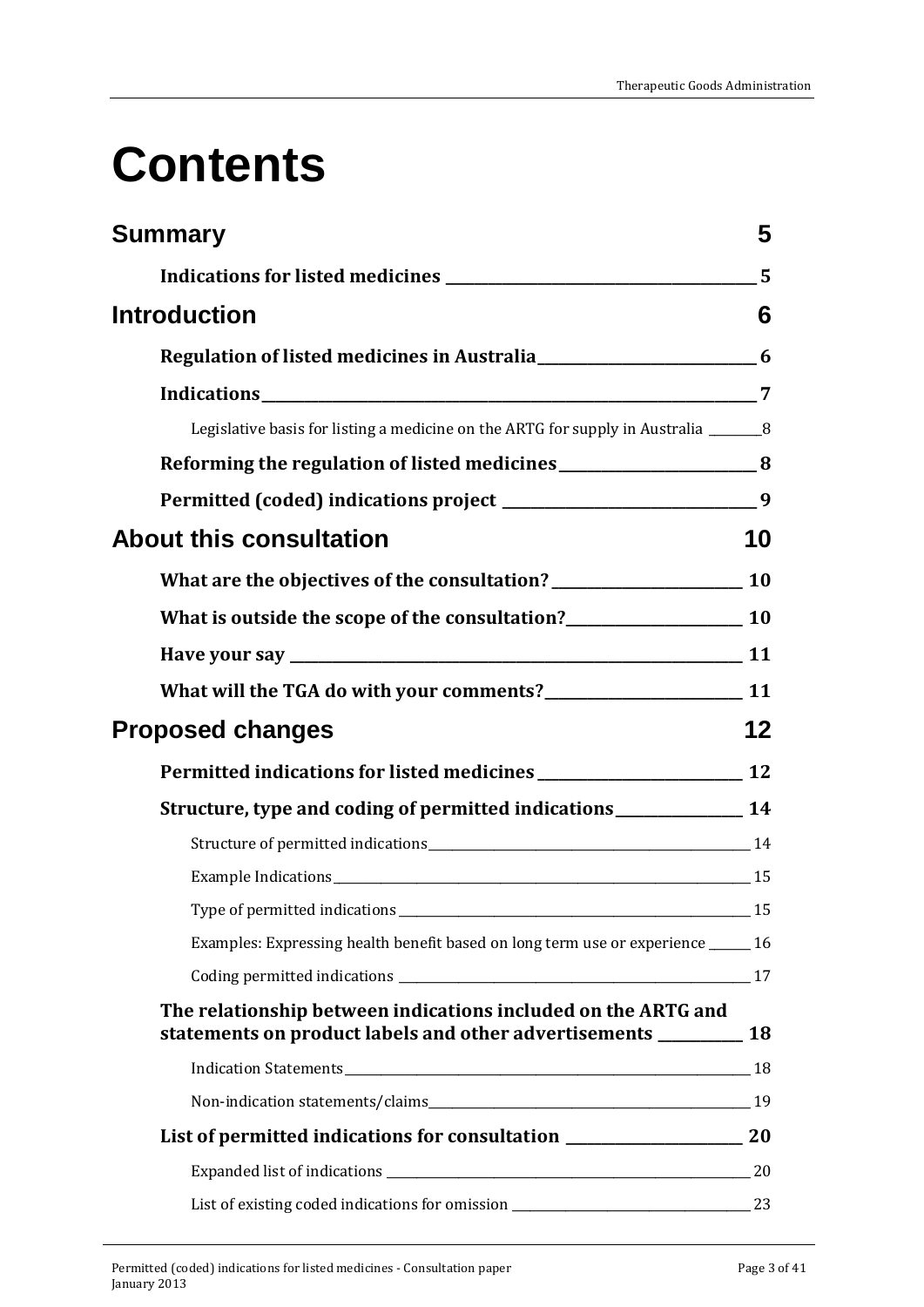# Contents

**Summary** 5

- **Indications for listed medicines** 5

**Introduction** 6

- **Regulation of listed medicines in Australia** 6
- **Indications** 7
  - Legislative basis for listing a medicine on the ARTG for supply in Australia 8
- **Reforming the regulation of listed medicines** 8
- **Permitted (coded) indications project** 9

**About this consultation** 10

- **What are the objectives of the consultation?** 10
- **What is outside the scope of the consultation?** 10
- **Have your say** 11
- **What will the TGA do with your comments?** 11

**Proposed changes** 12

- **Permitted indications for listed medicines** 12
- **Structure, type and coding of permitted indications** 14
  - Structure of permitted indications 14
  - Example Indications 15
  - Type of permitted indications 15
  - Examples: Expressing health benefit based on long term use or experience 16
  - Coding permitted indications 17
- **The relationship between indications included on the ARTG and statements on product labels and other advertisements** 18
  - Indication Statements 18
  - Non-indication statements/claims 19
- **List of permitted indications for consultation** 20
  - Expanded list of indications 20
  - List of existing coded indications for omission 23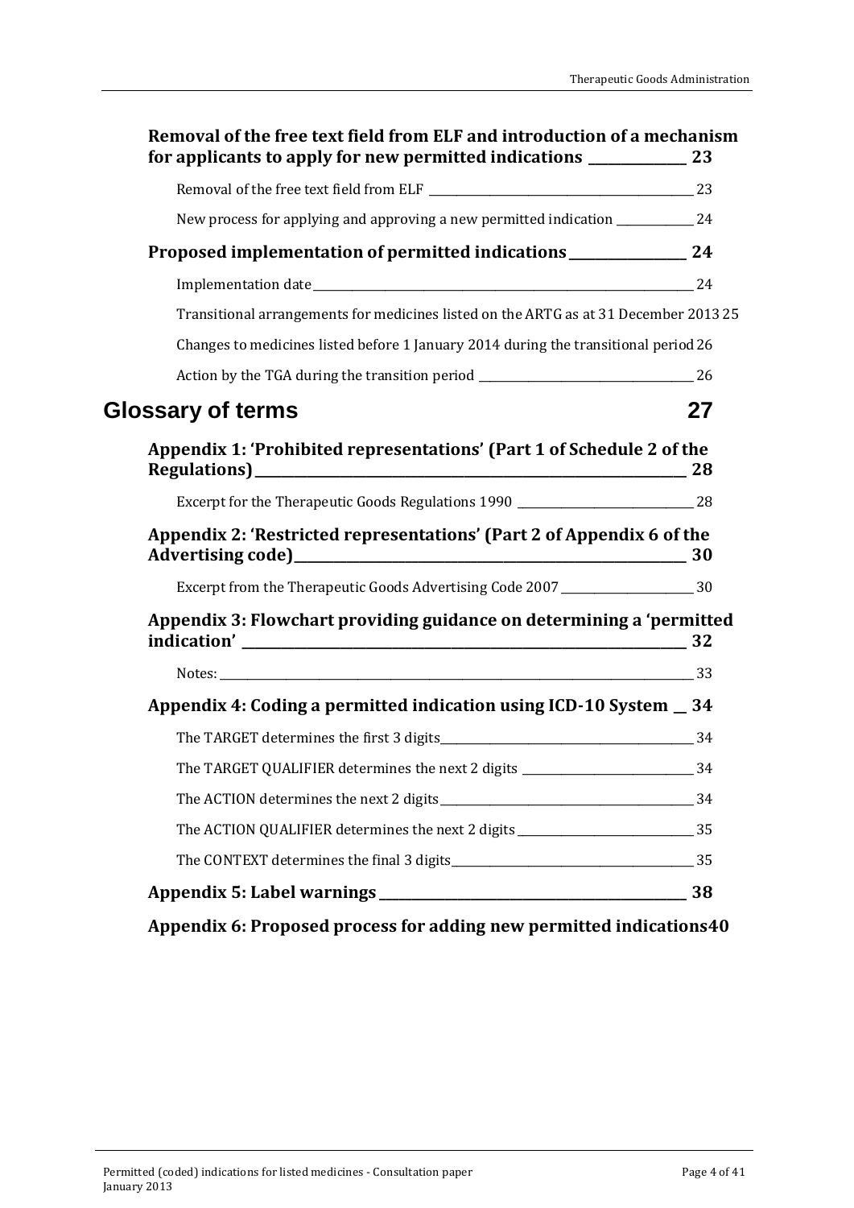**Removal of the free text field from ELF and introduction of a mechanism for applicants to apply for new permitted indications** 23

Removal of the free text field from ELF 23

New process for applying and approving a new permitted indication 24

**Proposed implementation of permitted indications** 24

Implementation date 24

Transitional arrangements for medicines listed on the ARTG as at 31 December 2013 25

Changes to medicines listed before 1 January 2014 during the transitional period 26

Action by the TGA during the transition period 26

**Glossary of terms** 27

**Appendix 1: 'Prohibited representations' (Part 1 of Schedule 2 of the Regulations)** 28

Excerpt for the Therapeutic Goods Regulations 1990 28

**Appendix 2: 'Restricted representations' (Part 2 of Appendix 6 of the Advertising code)** 30

Excerpt from the Therapeutic Goods Advertising Code 2007 30

**Appendix 3: Flowchart providing guidance on determining a 'permitted indication'** 32

Notes: 33

**Appendix 4: Coding a permitted indication using ICD-10 System** 34

The TARGET determines the first 3 digits 34

The TARGET QUALIFIER determines the next 2 digits 34

The ACTION determines the next 2 digits 34

The ACTION QUALIFIER determines the next 2 digits 35

The CONTEXT determines the final 3 digits 35

**Appendix 5: Label warnings** 38

**Appendix 6: Proposed process for adding new permitted indications** 40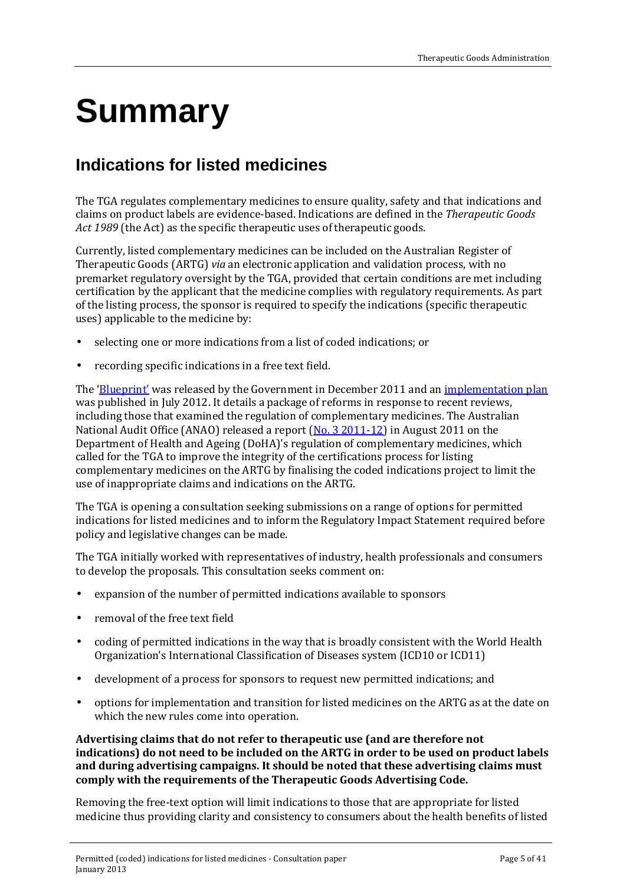# Summary

## Indications for listed medicines

The TGA regulates complementary medicines to ensure quality, safety and that indications and claims on product labels are evidence-based. Indications are defined in the *Therapeutic Goods Act 1989* (the Act) as the specific therapeutic uses of therapeutic goods.

Currently, listed complementary medicines can be included on the Australian Register of Therapeutic Goods (ARTG) *via* an electronic application and validation process, with no premarket regulatory oversight by the TGA, provided that certain conditions are met including certification by the applicant that the medicine complies with regulatory requirements. As part of the listing process, the sponsor is required to specify the indications (specific therapeutic uses) applicable to the medicine by:

- selecting one or more indications from a list of coded indications; or
- recording specific indications in a free text field.

The 'Blueprint' was released by the Government in December 2011 and an implementation plan was published in July 2012. It details a package of reforms in response to recent reviews, including those that examined the regulation of complementary medicines. The Australian National Audit Office (ANAO) released a report (No. 3 2011-12) in August 2011 on the Department of Health and Ageing (DoHA)'s regulation of complementary medicines, which called for the TGA to improve the integrity of the certifications process for listing complementary medicines on the ARTG by finalising the coded indications project to limit the use of inappropriate claims and indications on the ARTG.

The TGA is opening a consultation seeking submissions on a range of options for permitted indications for listed medicines and to inform the Regulatory Impact Statement required before policy and legislative changes can be made.

The TGA initially worked with representatives of industry, health professionals and consumers to develop the proposals. This consultation seeks comment on:

- expansion of the number of permitted indications available to sponsors
- removal of the free text field
- coding of permitted indications in the way that is broadly consistent with the World Health Organization's International Classification of Diseases system (ICD10 or ICD11)
- development of a process for sponsors to request new permitted indications; and
- options for implementation and transition for listed medicines on the ARTG as at the date on which the new rules come into operation.

**Advertising claims that do not refer to therapeutic use (and are therefore not indications) do not need to be included on the ARTG in order to be used on product labels and during advertising campaigns. It should be noted that these advertising claims must comply with the requirements of the Therapeutic Goods Advertising Code.**

Removing the free-text option will limit indications to those that are appropriate for listed medicine thus providing clarity and consistency to consumers about the health benefits of listed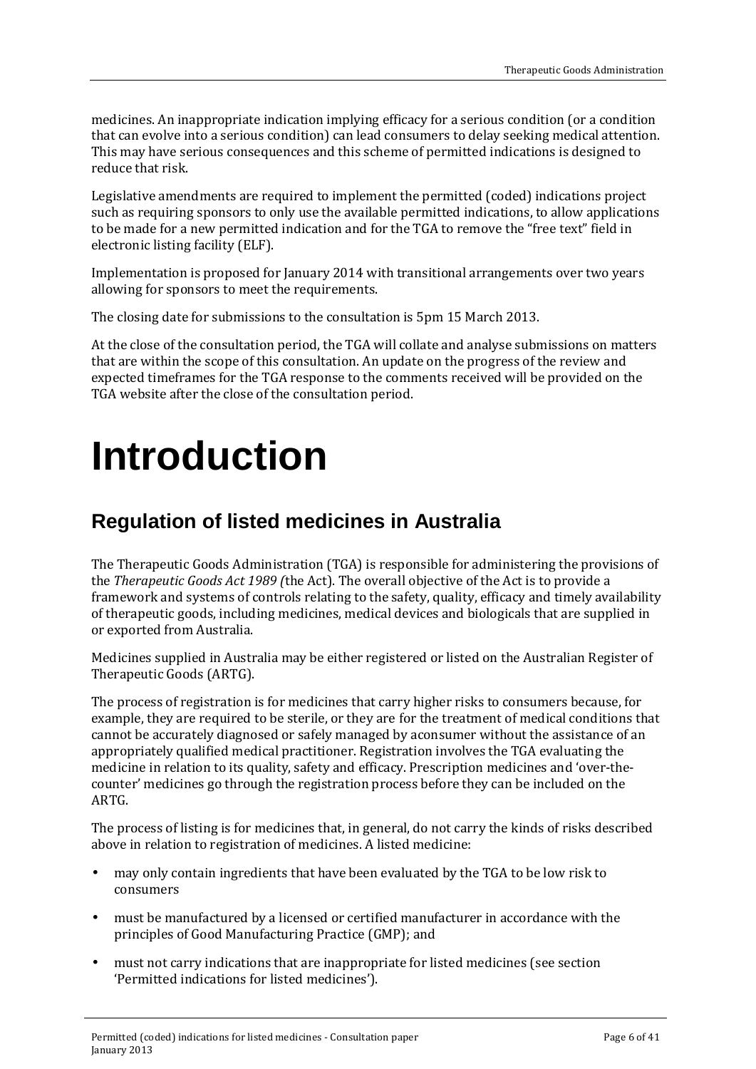medicines. An inappropriate indication implying efficacy for a serious condition (or a condition that can evolve into a serious condition) can lead consumers to delay seeking medical attention. This may have serious consequences and this scheme of permitted indications is designed to reduce that risk.

Legislative amendments are required to implement the permitted (coded) indications project such as requiring sponsors to only use the available permitted indications, to allow applications to be made for a new permitted indication and for the TGA to remove the "free text" field in electronic listing facility (ELF).

Implementation is proposed for January 2014 with transitional arrangements over two years allowing for sponsors to meet the requirements.

The closing date for submissions to the consultation is 5pm 15 March 2013.

At the close of the consultation period, the TGA will collate and analyse submissions on matters that are within the scope of this consultation. An update on the progress of the review and expected timeframes for the TGA response to the comments received will be provided on the TGA website after the close of the consultation period.

# Introduction

## Regulation of listed medicines in Australia

The Therapeutic Goods Administration (TGA) is responsible for administering the provisions of the *Therapeutic Goods Act 1989 (*the Act). The overall objective of the Act is to provide a framework and systems of controls relating to the safety, quality, efficacy and timely availability of therapeutic goods, including medicines, medical devices and biologicals that are supplied in or exported from Australia.

Medicines supplied in Australia may be either registered or listed on the Australian Register of Therapeutic Goods (ARTG).

The process of registration is for medicines that carry higher risks to consumers because, for example, they are required to be sterile, or they are for the treatment of medical conditions that cannot be accurately diagnosed or safely managed by aconsumer without the assistance of an appropriately qualified medical practitioner. Registration involves the TGA evaluating the medicine in relation to its quality, safety and efficacy. Prescription medicines and 'over-the-counter' medicines go through the registration process before they can be included on the ARTG.

The process of listing is for medicines that, in general, do not carry the kinds of risks described above in relation to registration of medicines. A listed medicine:

- may only contain ingredients that have been evaluated by the TGA to be low risk to consumers
- must be manufactured by a licensed or certified manufacturer in accordance with the principles of Good Manufacturing Practice (GMP); and
- must not carry indications that are inappropriate for listed medicines (see section 'Permitted indications for listed medicines').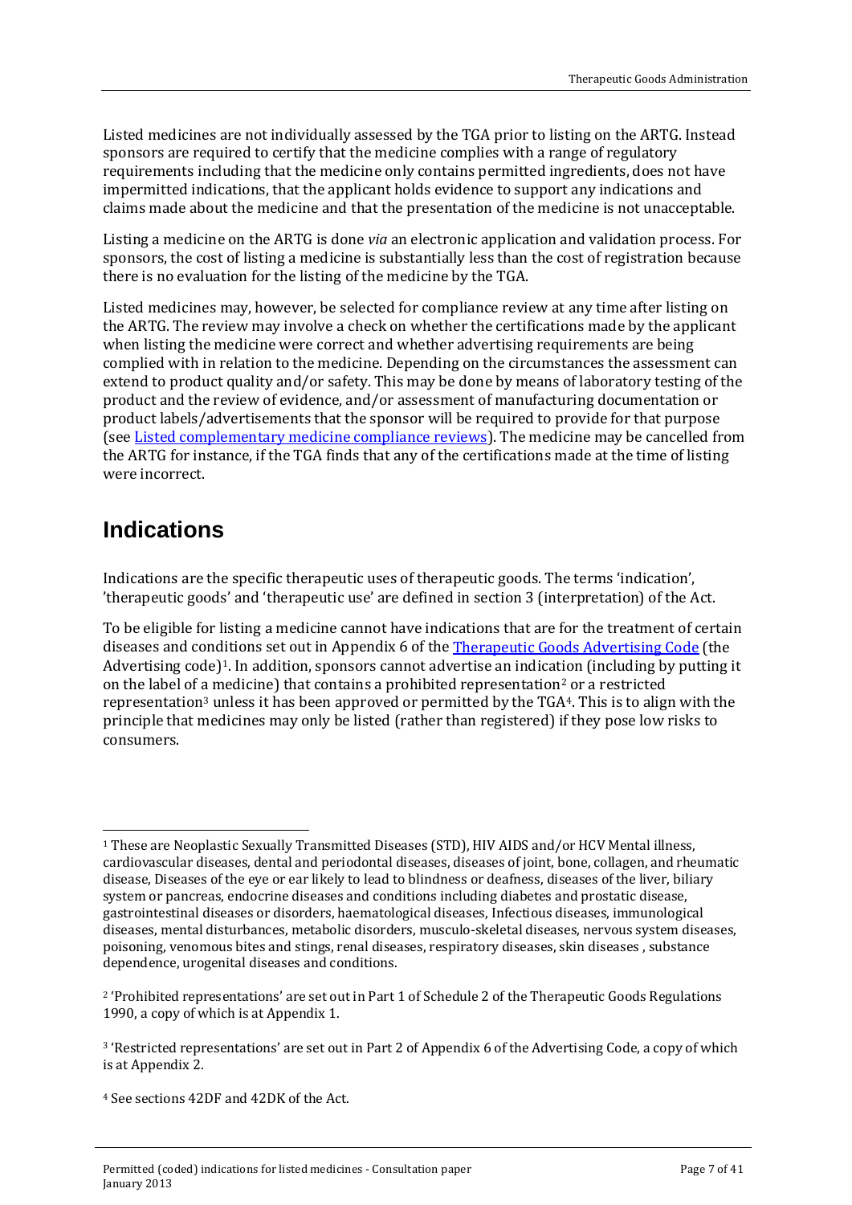Listed medicines are not individually assessed by the TGA prior to listing on the ARTG. Instead sponsors are required to certify that the medicine complies with a range of regulatory requirements including that the medicine only contains permitted ingredients, does not have impermitted indications, that the applicant holds evidence to support any indications and claims made about the medicine and that the presentation of the medicine is not unacceptable.

Listing a medicine on the ARTG is done *via* an electronic application and validation process. For sponsors, the cost of listing a medicine is substantially less than the cost of registration because there is no evaluation for the listing of the medicine by the TGA.

Listed medicines may, however, be selected for compliance review at any time after listing on the ARTG. The review may involve a check on whether the certifications made by the applicant when listing the medicine were correct and whether advertising requirements are being complied with in relation to the medicine. Depending on the circumstances the assessment can extend to product quality and/or safety. This may be done by means of laboratory testing of the product and the review of evidence, and/or assessment of manufacturing documentation or product labels/advertisements that the sponsor will be required to provide for that purpose (see [Listed complementary medicine compliance reviews]). The medicine may be cancelled from the ARTG for instance, if the TGA finds that any of the certifications made at the time of listing were incorrect.

## Indications

Indications are the specific therapeutic uses of therapeutic goods. The terms 'indication', 'therapeutic goods' and 'therapeutic use' are defined in section 3 (interpretation) of the Act.

To be eligible for listing a medicine cannot have indications that are for the treatment of certain diseases and conditions set out in Appendix 6 of the Therapeutic Goods Advertising Code (the Advertising code)[1]. In addition, sponsors cannot advertise an indication (including by putting it on the label of a medicine) that contains a prohibited representation[2] or a restricted representation[3] unless it has been approved or permitted by the TGA[4]. This is to align with the principle that medicines may only be listed (rather than registered) if they pose low risks to consumers.

---

[1] These are Neoplastic Sexually Transmitted Diseases (STD), HIV AIDS and/or HCV Mental illness, cardiovascular diseases, dental and periodontal diseases, diseases of joint, bone, collagen, and rheumatic disease, Diseases of the eye or ear likely to lead to blindness or deafness, diseases of the liver, biliary system or pancreas, endocrine diseases and conditions including diabetes and prostatic disease, gastrointestinal diseases or disorders, haematological diseases, Infectious diseases, immunological diseases, mental disturbances, metabolic disorders, musculo-skeletal diseases, nervous system diseases, poisoning, venomous bites and stings, renal diseases, respiratory diseases, skin diseases , substance dependence, urogenital diseases and conditions.

[2] 'Prohibited representations' are set out in Part 1 of Schedule 2 of the Therapeutic Goods Regulations 1990, a copy of which is at Appendix 1.

[3] 'Restricted representations' are set out in Part 2 of Appendix 6 of the Advertising Code, a copy of which is at Appendix 2.

[4] See sections 42DF and 42DK of the Act.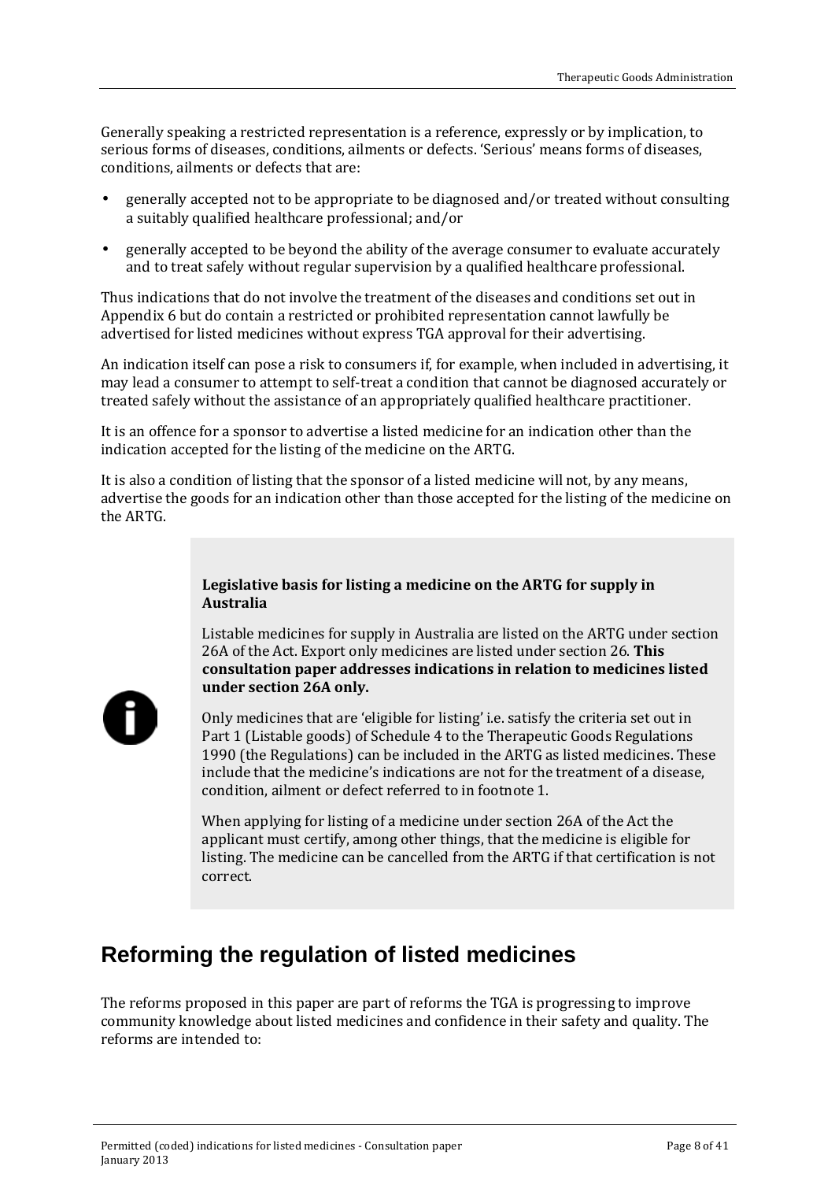Generally speaking a restricted representation is a reference, expressly or by implication, to serious forms of diseases, conditions, ailments or defects. 'Serious' means forms of diseases, conditions, ailments or defects that are:

- generally accepted not to be appropriate to be diagnosed and/or treated without consulting a suitably qualified healthcare professional; and/or
- generally accepted to be beyond the ability of the average consumer to evaluate accurately and to treat safely without regular supervision by a qualified healthcare professional.

Thus indications that do not involve the treatment of the diseases and conditions set out in Appendix 6 but do contain a restricted or prohibited representation cannot lawfully be advertised for listed medicines without express TGA approval for their advertising.

An indication itself can pose a risk to consumers if, for example, when included in advertising, it may lead a consumer to attempt to self-treat a condition that cannot be diagnosed accurately or treated safely without the assistance of an appropriately qualified healthcare practitioner.

It is an offence for a sponsor to advertise a listed medicine for an indication other than the indication accepted for the listing of the medicine on the ARTG.

It is also a condition of listing that the sponsor of a listed medicine will not, by any means, advertise the goods for an indication other than those accepted for the listing of the medicine on the ARTG.

> **Legislative basis for listing a medicine on the ARTG for supply in Australia**
>
> Listable medicines for supply in Australia are listed on the ARTG under section 26A of the Act. Export only medicines are listed under section 26. **This consultation paper addresses indications in relation to medicines listed under section 26A only.**
>
> Only medicines that are 'eligible for listing' i.e. satisfy the criteria set out in Part 1 (Listable goods) of Schedule 4 to the Therapeutic Goods Regulations 1990 (the Regulations) can be included in the ARTG as listed medicines. These include that the medicine's indications are not for the treatment of a disease, condition, ailment or defect referred to in footnote 1.
>
> When applying for listing of a medicine under section 26A of the Act the applicant must certify, among other things, that the medicine is eligible for listing. The medicine can be cancelled from the ARTG if that certification is not correct.

## Reforming the regulation of listed medicines

The reforms proposed in this paper are part of reforms the TGA is progressing to improve community knowledge about listed medicines and confidence in their safety and quality. The reforms are intended to: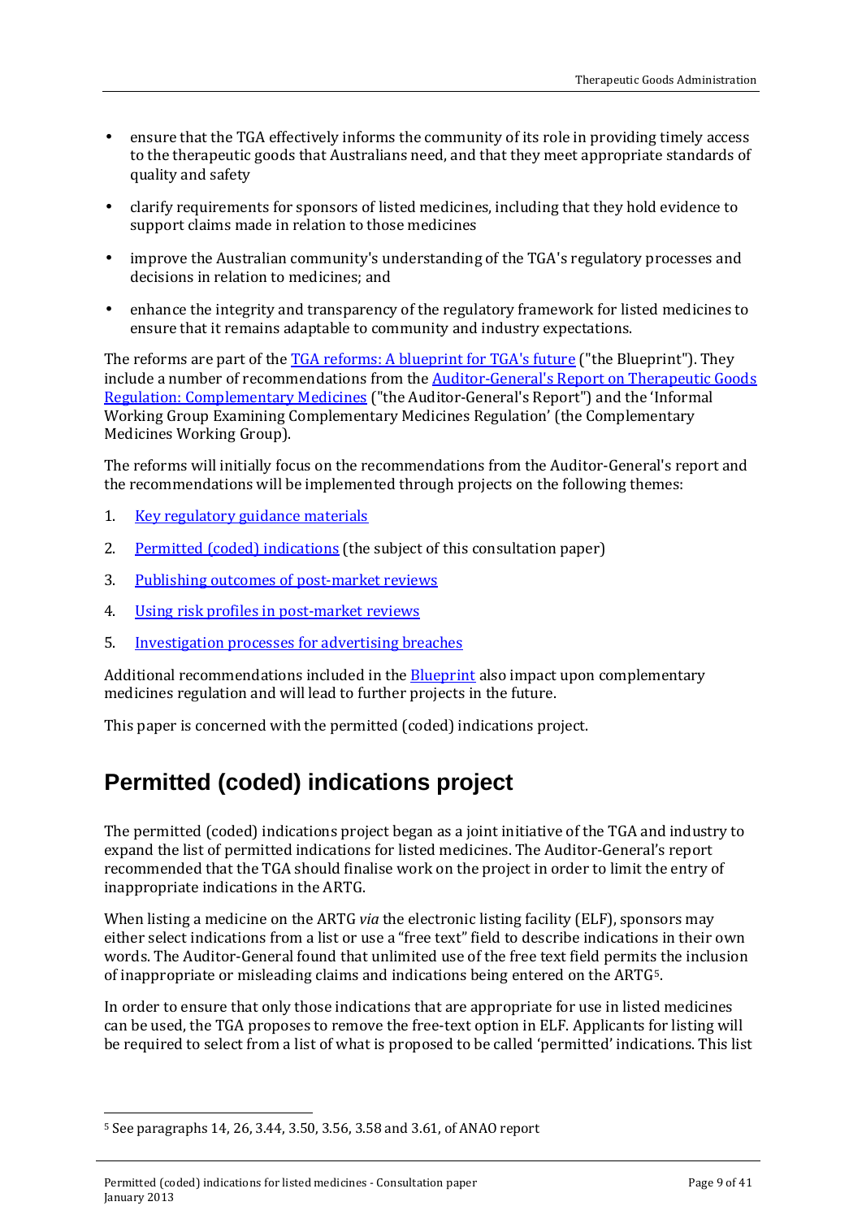- ensure that the TGA effectively informs the community of its role in providing timely access to the therapeutic goods that Australians need, and that they meet appropriate standards of quality and safety
- clarify requirements for sponsors of listed medicines, including that they hold evidence to support claims made in relation to those medicines
- improve the Australian community's understanding of the TGA's regulatory processes and decisions in relation to medicines; and
- enhance the integrity and transparency of the regulatory framework for listed medicines to ensure that it remains adaptable to community and industry expectations.

The reforms are part of the TGA reforms: A blueprint for TGA's future ("the Blueprint"). They include a number of recommendations from the Auditor-General's Report on Therapeutic Goods Regulation: Complementary Medicines ("the Auditor-General's Report") and the 'Informal Working Group Examining Complementary Medicines Regulation' (the Complementary Medicines Working Group).

The reforms will initially focus on the recommendations from the Auditor-General's report and the recommendations will be implemented through projects on the following themes:

1. Key regulatory guidance materials
2. Permitted (coded) indications (the subject of this consultation paper)
3. Publishing outcomes of post-market reviews
4. Using risk profiles in post-market reviews
5. Investigation processes for advertising breaches

Additional recommendations included in the Blueprint also impact upon complementary medicines regulation and will lead to further projects in the future.

This paper is concerned with the permitted (coded) indications project.

## Permitted (coded) indications project

The permitted (coded) indications project began as a joint initiative of the TGA and industry to expand the list of permitted indications for listed medicines. The Auditor-General's report recommended that the TGA should finalise work on the project in order to limit the entry of inappropriate indications in the ARTG.

When listing a medicine on the ARTG *via* the electronic listing facility (ELF), sponsors may either select indications from a list or use a "free text" field to describe indications in their own words. The Auditor-General found that unlimited use of the free text field permits the inclusion of inappropriate or misleading claims and indications being entered on the ARTG[5].

In order to ensure that only those indications that are appropriate for use in listed medicines can be used, the TGA proposes to remove the free-text option in ELF. Applicants for listing will be required to select from a list of what is proposed to be called 'permitted' indications. This list

[5] See paragraphs 14, 26, 3.44, 3.50, 3.56, 3.58 and 3.61, of ANAO report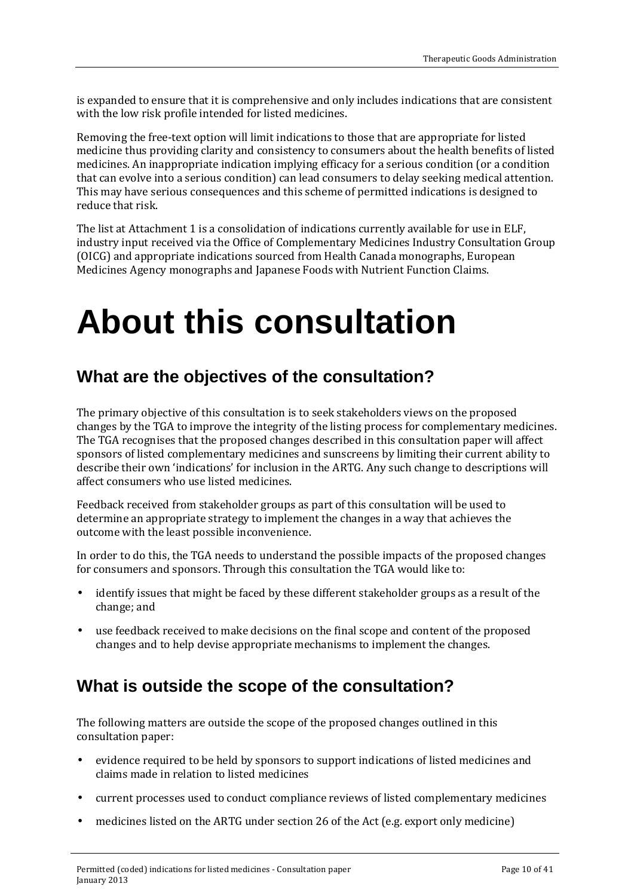is expanded to ensure that it is comprehensive and only includes indications that are consistent with the low risk profile intended for listed medicines.

Removing the free-text option will limit indications to those that are appropriate for listed medicine thus providing clarity and consistency to consumers about the health benefits of listed medicines. An inappropriate indication implying efficacy for a serious condition (or a condition that can evolve into a serious condition) can lead consumers to delay seeking medical attention. This may have serious consequences and this scheme of permitted indications is designed to reduce that risk.

The list at Attachment 1 is a consolidation of indications currently available for use in ELF, industry input received via the Office of Complementary Medicines Industry Consultation Group (OICG) and appropriate indications sourced from Health Canada monographs, European Medicines Agency monographs and Japanese Foods with Nutrient Function Claims.

# About this consultation

## What are the objectives of the consultation?

The primary objective of this consultation is to seek stakeholders views on the proposed changes by the TGA to improve the integrity of the listing process for complementary medicines. The TGA recognises that the proposed changes described in this consultation paper will affect sponsors of listed complementary medicines and sunscreens by limiting their current ability to describe their own 'indications' for inclusion in the ARTG. Any such change to descriptions will affect consumers who use listed medicines.

Feedback received from stakeholder groups as part of this consultation will be used to determine an appropriate strategy to implement the changes in a way that achieves the outcome with the least possible inconvenience.

In order to do this, the TGA needs to understand the possible impacts of the proposed changes for consumers and sponsors. Through this consultation the TGA would like to:

- identify issues that might be faced by these different stakeholder groups as a result of the change; and
- use feedback received to make decisions on the final scope and content of the proposed changes and to help devise appropriate mechanisms to implement the changes.

## What is outside the scope of the consultation?

The following matters are outside the scope of the proposed changes outlined in this consultation paper:

- evidence required to be held by sponsors to support indications of listed medicines and claims made in relation to listed medicines
- current processes used to conduct compliance reviews of listed complementary medicines
- medicines listed on the ARTG under section 26 of the Act (e.g. export only medicine)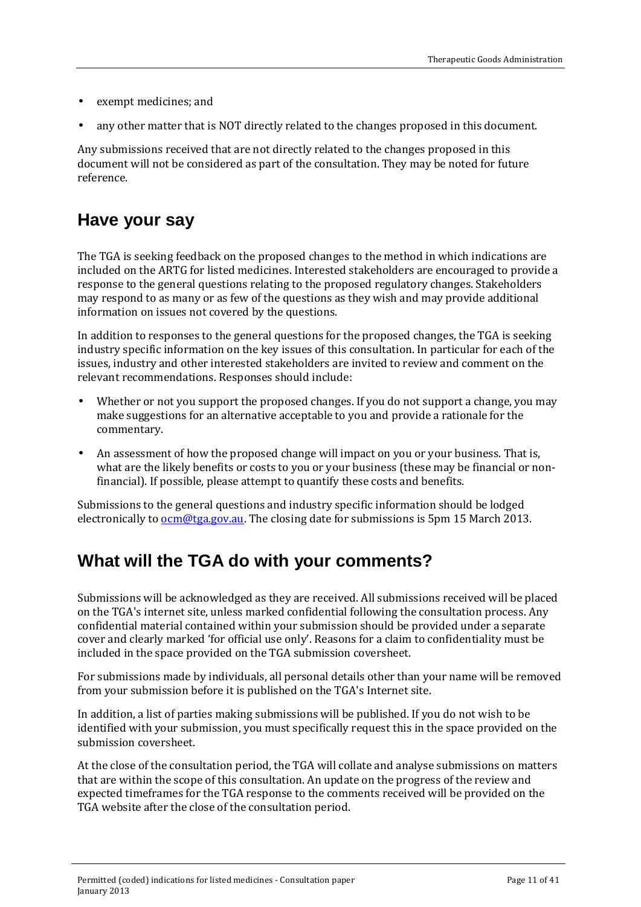- exempt medicines; and
- any other matter that is NOT directly related to the changes proposed in this document.

Any submissions received that are not directly related to the changes proposed in this document will not be considered as part of the consultation. They may be noted for future reference.

## Have your say

The TGA is seeking feedback on the proposed changes to the method in which indications are included on the ARTG for listed medicines. Interested stakeholders are encouraged to provide a response to the general questions relating to the proposed regulatory changes. Stakeholders may respond to as many or as few of the questions as they wish and may provide additional information on issues not covered by the questions.

In addition to responses to the general questions for the proposed changes, the TGA is seeking industry specific information on the key issues of this consultation. In particular for each of the issues, industry and other interested stakeholders are invited to review and comment on the relevant recommendations. Responses should include:

- Whether or not you support the proposed changes. If you do not support a change, you may make suggestions for an alternative acceptable to you and provide a rationale for the commentary.
- An assessment of how the proposed change will impact on you or your business. That is, what are the likely benefits or costs to you or your business (these may be financial or non-financial). If possible, please attempt to quantify these costs and benefits.

Submissions to the general questions and industry specific information should be lodged electronically to ocm@tga.gov.au. The closing date for submissions is 5pm 15 March 2013.

## What will the TGA do with your comments?

Submissions will be acknowledged as they are received. All submissions received will be placed on the TGA's internet site, unless marked confidential following the consultation process. Any confidential material contained within your submission should be provided under a separate cover and clearly marked 'for official use only'. Reasons for a claim to confidentiality must be included in the space provided on the TGA submission coversheet.

For submissions made by individuals, all personal details other than your name will be removed from your submission before it is published on the TGA's Internet site.

In addition, a list of parties making submissions will be published. If you do not wish to be identified with your submission, you must specifically request this in the space provided on the submission coversheet.

At the close of the consultation period, the TGA will collate and analyse submissions on matters that are within the scope of this consultation. An update on the progress of the review and expected timeframes for the TGA response to the comments received will be provided on the TGA website after the close of the consultation period.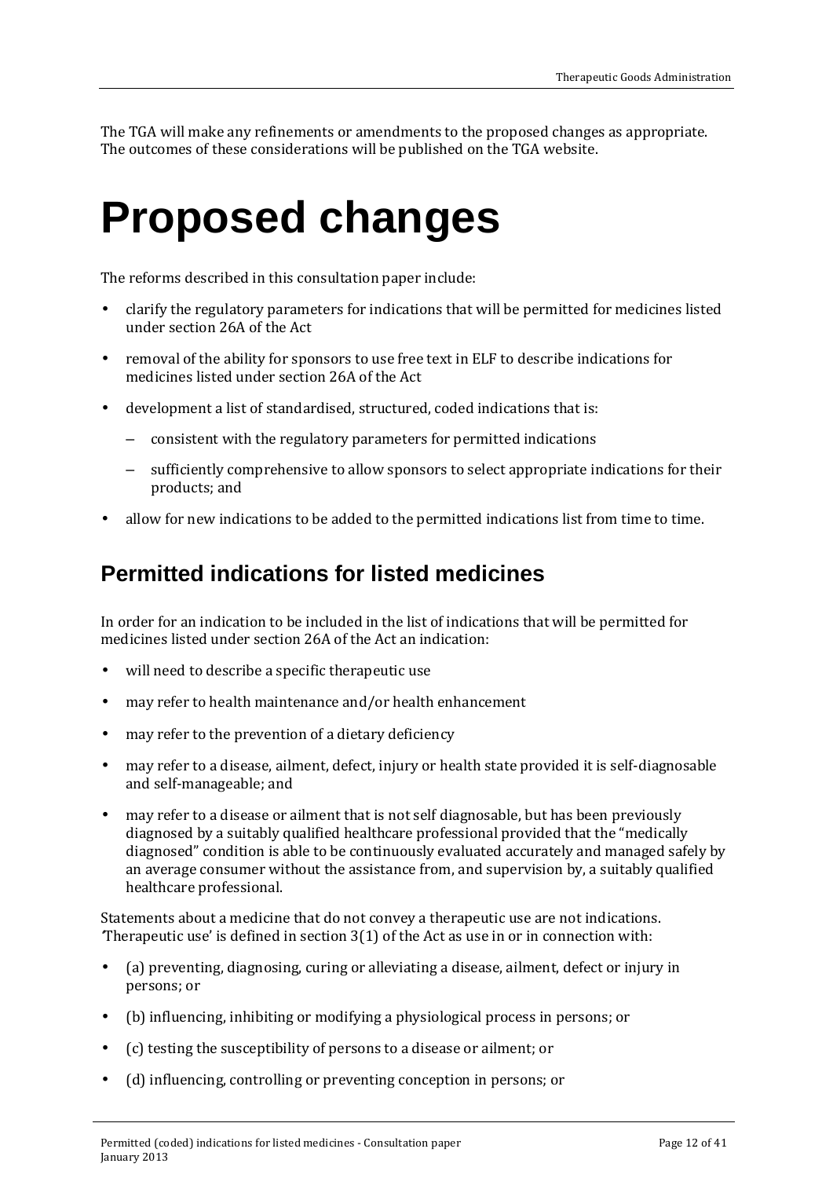The TGA will make any refinements or amendments to the proposed changes as appropriate. The outcomes of these considerations will be published on the TGA website.

# Proposed changes

The reforms described in this consultation paper include:

- clarify the regulatory parameters for indications that will be permitted for medicines listed under section 26A of the Act
- removal of the ability for sponsors to use free text in ELF to describe indications for medicines listed under section 26A of the Act
- development a list of standardised, structured, coded indications that is:
  - consistent with the regulatory parameters for permitted indications
  - sufficiently comprehensive to allow sponsors to select appropriate indications for their products; and
- allow for new indications to be added to the permitted indications list from time to time.

## Permitted indications for listed medicines

In order for an indication to be included in the list of indications that will be permitted for medicines listed under section 26A of the Act an indication:

- will need to describe a specific therapeutic use
- may refer to health maintenance and/or health enhancement
- may refer to the prevention of a dietary deficiency
- may refer to a disease, ailment, defect, injury or health state provided it is self-diagnosable and self-manageable; and
- may refer to a disease or ailment that is not self diagnosable, but has been previously diagnosed by a suitably qualified healthcare professional provided that the "medically diagnosed" condition is able to be continuously evaluated accurately and managed safely by an average consumer without the assistance from, and supervision by, a suitably qualified healthcare professional.

Statements about a medicine that do not convey a therapeutic use are not indications. 'Therapeutic use' is defined in section 3(1) of the Act as use in or in connection with:

- (a) preventing, diagnosing, curing or alleviating a disease, ailment, defect or injury in persons; or
- (b) influencing, inhibiting or modifying a physiological process in persons; or
- (c) testing the susceptibility of persons to a disease or ailment; or
- (d) influencing, controlling or preventing conception in persons; or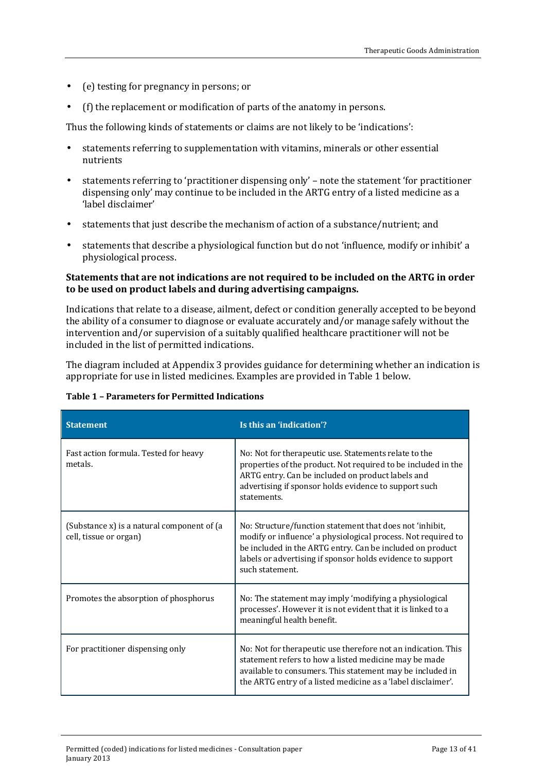- (e) testing for pregnancy in persons; or
- (f) the replacement or modification of parts of the anatomy in persons.

Thus the following kinds of statements or claims are not likely to be 'indications':

- statements referring to supplementation with vitamins, minerals or other essential nutrients
- statements referring to 'practitioner dispensing only' – note the statement 'for practitioner dispensing only' may continue to be included in the ARTG entry of a listed medicine as a 'label disclaimer'
- statements that just describe the mechanism of action of a substance/nutrient; and
- statements that describe a physiological function but do not 'influence, modify or inhibit' a physiological process.

**Statements that are not indications are not required to be included on the ARTG in order to be used on product labels and during advertising campaigns.**

Indications that relate to a disease, ailment, defect or condition generally accepted to be beyond the ability of a consumer to diagnose or evaluate accurately and/or manage safely without the intervention and/or supervision of a suitably qualified healthcare practitioner will not be included in the list of permitted indications.

The diagram included at Appendix 3 provides guidance for determining whether an indication is appropriate for use in listed medicines. Examples are provided in Table 1 below.

**Table 1 – Parameters for Permitted Indications**

| Statement | Is this an 'indication'? |
|---|---|
| Fast action formula. Tested for heavy metals. | No: Not for therapeutic use. Statements relate to the properties of the product. Not required to be included in the ARTG entry. Can be included on product labels and advertising if sponsor holds evidence to support such statements. |
| (Substance x) is a natural component of (a cell, tissue or organ) | No: Structure/function statement that does not 'inhibit, modify or influence' a physiological process. Not required to be included in the ARTG entry. Can be included on product labels or advertising if sponsor holds evidence to support such statement. |
| Promotes the absorption of phosphorus | No: The statement may imply 'modifying a physiological processes'. However it is not evident that it is linked to a meaningful health benefit. |
| For practitioner dispensing only | No: Not for therapeutic use therefore not an indication. This statement refers to how a listed medicine may be made available to consumers. This statement may be included in the ARTG entry of a listed medicine as a 'label disclaimer'. |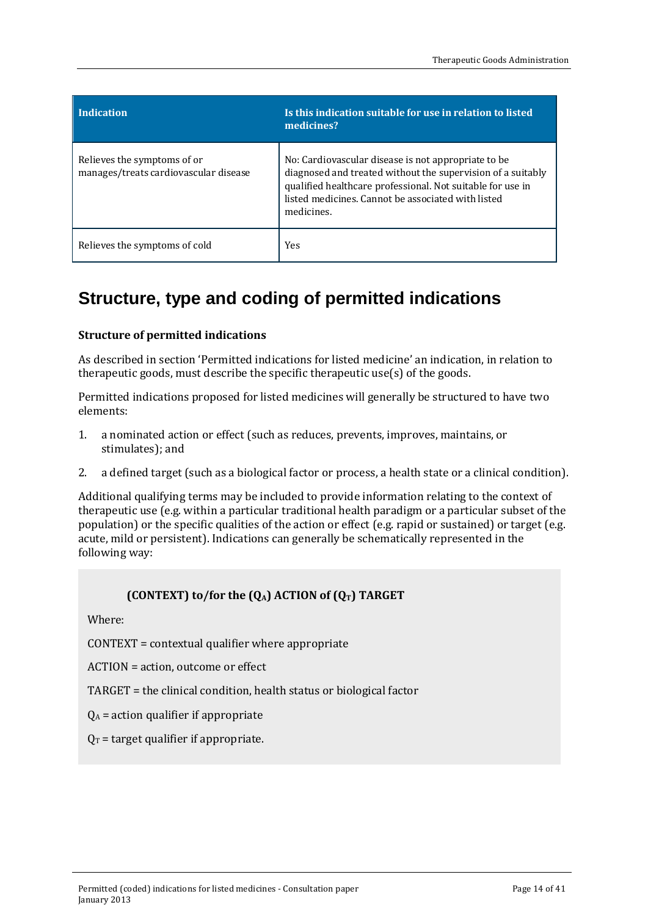| Indication | Is this indication suitable for use in relation to listed medicines? |
| --- | --- |
| Relieves the symptoms of or manages/treats cardiovascular disease | No: Cardiovascular disease is not appropriate to be diagnosed and treated without the supervision of a suitably qualified healthcare professional. Not suitable for use in listed medicines. Cannot be associated with listed medicines. |
| Relieves the symptoms of cold | Yes |

## Structure, type and coding of permitted indications

### Structure of permitted indications

As described in section 'Permitted indications for listed medicine' an indication, in relation to therapeutic goods, must describe the specific therapeutic use(s) of the goods.

Permitted indications proposed for listed medicines will generally be structured to have two elements:

1. a nominated action or effect (such as reduces, prevents, improves, maintains, or stimulates); and
2. a defined target (such as a biological factor or process, a health state or a clinical condition).

Additional qualifying terms may be included to provide information relating to the context of therapeutic use (e.g. within a particular traditional health paradigm or a particular subset of the population) or the specific qualities of the action or effect (e.g. rapid or sustained) or target (e.g. acute, mild or persistent). Indications can generally be schematically represented in the following way:

**(CONTEXT) to/for the ($Q_A$) ACTION of ($Q_T$) TARGET**

Where:

CONTEXT = contextual qualifier where appropriate

ACTION = action, outcome or effect

TARGET = the clinical condition, health status or biological factor

$Q_A$ = action qualifier if appropriate

$Q_T$ = target qualifier if appropriate.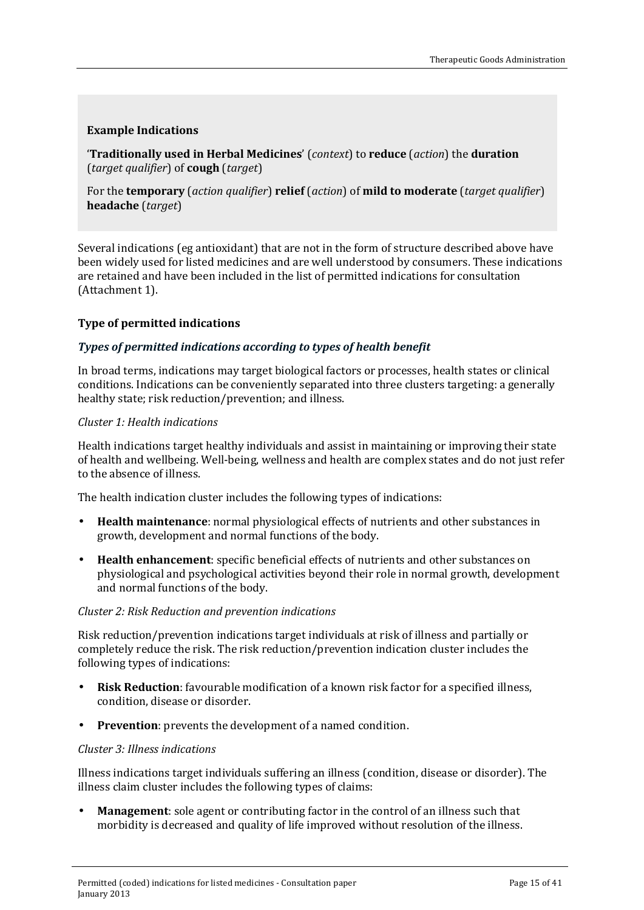**Example Indications**

'**Traditionally used in Herbal Medicines**' (*context*) to **reduce** (*action*) the **duration** (*target qualifier*) of **cough** (*target*)

For the **temporary** (*action qualifier*) **relief** (*action*) of **mild to moderate** (*target qualifier*) **headache** (*target*)

Several indications (eg antioxidant) that are not in the form of structure described above have been widely used for listed medicines and are well understood by consumers. These indications are retained and have been included in the list of permitted indications for consultation (Attachment 1).

### Type of permitted indications

#### *Types of permitted indications according to types of health benefit*

In broad terms, indications may target biological factors or processes, health states or clinical conditions. Indications can be conveniently separated into three clusters targeting: a generally healthy state; risk reduction/prevention; and illness.

*Cluster 1: Health indications*

Health indications target healthy individuals and assist in maintaining or improving their state of health and wellbeing. Well-being, wellness and health are complex states and do not just refer to the absence of illness.

The health indication cluster includes the following types of indications:

- **Health maintenance**: normal physiological effects of nutrients and other substances in growth, development and normal functions of the body.
- **Health enhancement**: specific beneficial effects of nutrients and other substances on physiological and psychological activities beyond their role in normal growth, development and normal functions of the body.

*Cluster 2: Risk Reduction and prevention indications*

Risk reduction/prevention indications target individuals at risk of illness and partially or completely reduce the risk. The risk reduction/prevention indication cluster includes the following types of indications:

- **Risk Reduction**: favourable modification of a known risk factor for a specified illness, condition, disease or disorder.
- **Prevention**: prevents the development of a named condition.

*Cluster 3: Illness indications*

Illness indications target individuals suffering an illness (condition, disease or disorder). The illness claim cluster includes the following types of claims:

- **Management**: sole agent or contributing factor in the control of an illness such that morbidity is decreased and quality of life improved without resolution of the illness.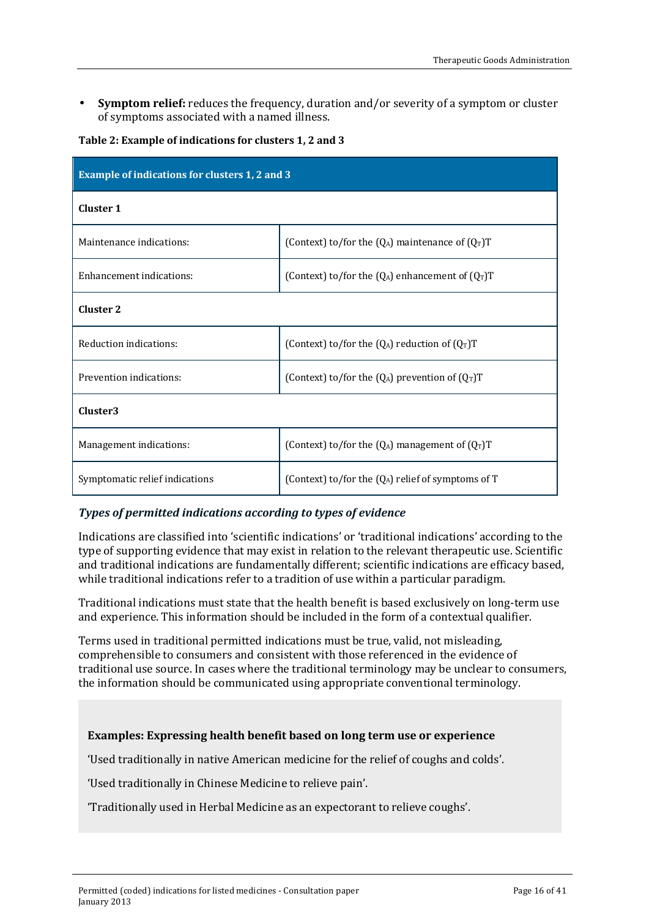- **Symptom relief:** reduces the frequency, duration and/or severity of a symptom or cluster of symptoms associated with a named illness.

**Table 2: Example of indications for clusters 1, 2 and 3**

| Example of indications for clusters 1, 2 and 3 | |
|---|---|
| **Cluster 1** | |
| Maintenance indications: | (Context) to/for the ($Q_A$) maintenance of ($Q_T$)T |
| Enhancement indications: | (Context) to/for the ($Q_A$) enhancement of ($Q_T$)T |
| **Cluster 2** | |
| Reduction indications: | (Context) to/for the ($Q_A$) reduction of ($Q_T$)T |
| Prevention indications: | (Context) to/for the ($Q_A$) prevention of ($Q_T$)T |
| **Cluster3** | |
| Management indications: | (Context) to/for the ($Q_A$) management of ($Q_T$)T |
| Symptomatic relief indications | (Context) to/for the ($Q_A$) relief of symptoms of T |

### *Types of permitted indications according to types of evidence*

Indications are classified into 'scientific indications' or 'traditional indications' according to the type of supporting evidence that may exist in relation to the relevant therapeutic use. Scientific and traditional indications are fundamentally different; scientific indications are efficacy based, while traditional indications refer to a tradition of use within a particular paradigm.

Traditional indications must state that the health benefit is based exclusively on long-term use and experience. This information should be included in the form of a contextual qualifier.

Terms used in traditional permitted indications must be true, valid, not misleading, comprehensible to consumers and consistent with those referenced in the evidence of traditional use source. In cases where the traditional terminology may be unclear to consumers, the information should be communicated using appropriate conventional terminology.

**Examples: Expressing health benefit based on long term use or experience**

'Used traditionally in native American medicine for the relief of coughs and colds'.

'Used traditionally in Chinese Medicine to relieve pain'.

'Traditionally used in Herbal Medicine as an expectorant to relieve coughs'.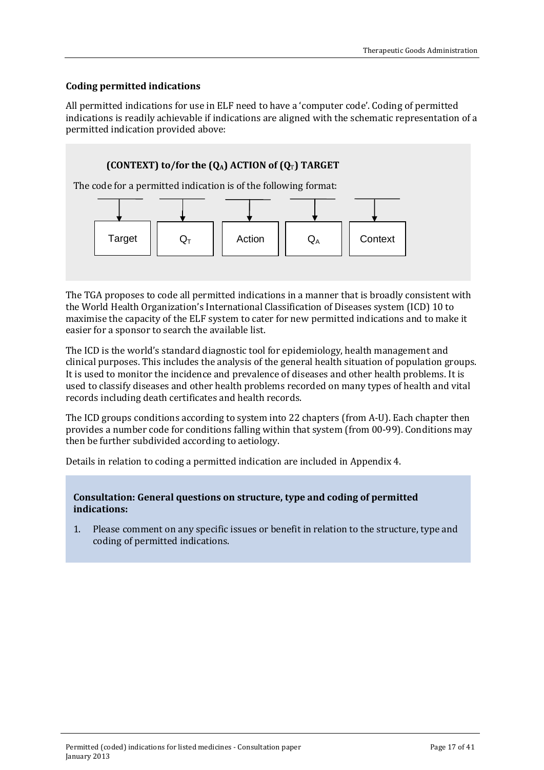### Coding permitted indications

All permitted indications for use in ELF need to have a 'computer code'. Coding of permitted indications is readily achievable if indications are aligned with the schematic representation of a permitted indication provided above:

> **(CONTEXT) to/for the ($Q_A$) ACTION of ($Q_T$) TARGET**
>
> The code for a permitted indication is of the following format:
>
> | Target | $Q_T$ | Action | $Q_A$ | Context |
> |---|---|---|---|---|

The TGA proposes to code all permitted indications in a manner that is broadly consistent with the World Health Organization's International Classification of Diseases system (ICD) 10 to maximise the capacity of the ELF system to cater for new permitted indications and to make it easier for a sponsor to search the available list.

The ICD is the world's standard diagnostic tool for epidemiology, health management and clinical purposes. This includes the analysis of the general health situation of population groups. It is used to monitor the incidence and prevalence of diseases and other health problems. It is used to classify diseases and other health problems recorded on many types of health and vital records including death certificates and health records.

The ICD groups conditions according to system into 22 chapters (from A-U). Each chapter then provides a number code for conditions falling within that system (from 00-99). Conditions may then be further subdivided according to aetiology.

Details in relation to coding a permitted indication are included in Appendix 4.

> **Consultation: General questions on structure, type and coding of permitted indications:**
>
> 1. Please comment on any specific issues or benefit in relation to the structure, type and coding of permitted indications.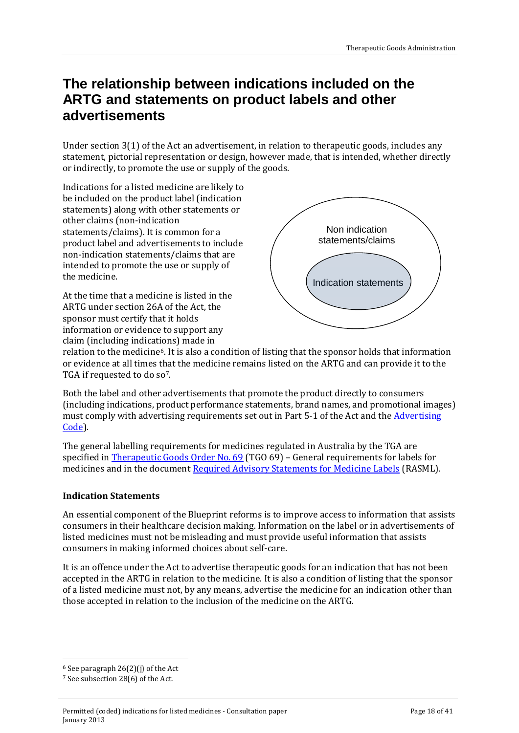# The relationship between indications included on the ARTG and statements on product labels and other advertisements

Under section 3(1) of the Act an advertisement, in relation to therapeutic goods, includes any statement, pictorial representation or design, however made, that is intended, whether directly or indirectly, to promote the use or supply of the goods.

Indications for a listed medicine are likely to be included on the product label (indication statements) along with other statements or other claims (non-indication statements/claims). It is common for a product label and advertisements to include non-indication statements/claims that are intended to promote the use or supply of the medicine.

Non indication statements/claims

Indication statements

At the time that a medicine is listed in the ARTG under section 26A of the Act, the sponsor must certify that it holds information or evidence to support any claim (including indications) made in relation to the medicine[6]. It is also a condition of listing that the sponsor holds that information or evidence at all times that the medicine remains listed on the ARTG and can provide it to the TGA if requested to do so[7].

Both the label and other advertisements that promote the product directly to consumers (including indications, product performance statements, brand names, and promotional images) must comply with advertising requirements set out in Part 5-1 of the Act and the Advertising Code).

The general labelling requirements for medicines regulated in Australia by the TGA are specified in Therapeutic Goods Order No. 69 (TGO 69) – General requirements for labels for medicines and in the document Required Advisory Statements for Medicine Labels (RASML).

**Indication Statements**

An essential component of the Blueprint reforms is to improve access to information that assists consumers in their healthcare decision making. Information on the label or in advertisements of listed medicines must not be misleading and must provide useful information that assists consumers in making informed choices about self-care.

It is an offence under the Act to advertise therapeutic goods for an indication that has not been accepted in the ARTG in relation to the medicine. It is also a condition of listing that the sponsor of a listed medicine must not, by any means, advertise the medicine for an indication other than those accepted in relation to the inclusion of the medicine on the ARTG.

[6] See paragraph 26(2)(j) of the Act

[7] See subsection 28(6) of the Act.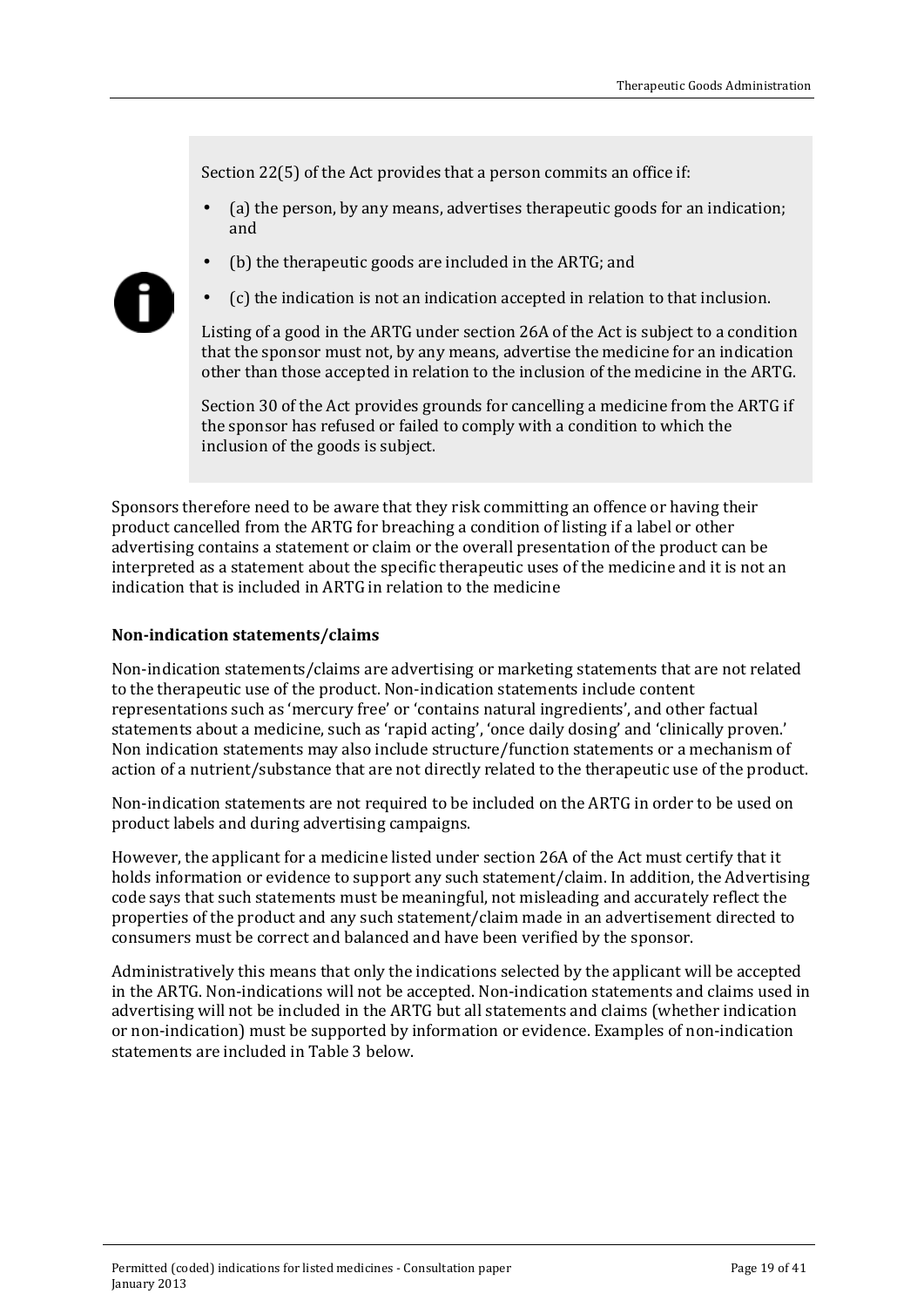Section 22(5) of the Act provides that a person commits an office if:

- (a) the person, by any means, advertises therapeutic goods for an indication; and
- (b) the therapeutic goods are included in the ARTG; and
- (c) the indication is not an indication accepted in relation to that inclusion.

Listing of a good in the ARTG under section 26A of the Act is subject to a condition that the sponsor must not, by any means, advertise the medicine for an indication other than those accepted in relation to the inclusion of the medicine in the ARTG.

Section 30 of the Act provides grounds for cancelling a medicine from the ARTG if the sponsor has refused or failed to comply with a condition to which the inclusion of the goods is subject.

Sponsors therefore need to be aware that they risk committing an offence or having their product cancelled from the ARTG for breaching a condition of listing if a label or other advertising contains a statement or claim or the overall presentation of the product can be interpreted as a statement about the specific therapeutic uses of the medicine and it is not an indication that is included in ARTG in relation to the medicine

**Non-indication statements/claims**

Non-indication statements/claims are advertising or marketing statements that are not related to the therapeutic use of the product. Non-indication statements include content representations such as 'mercury free' or 'contains natural ingredients', and other factual statements about a medicine, such as 'rapid acting', 'once daily dosing' and 'clinically proven.' Non indication statements may also include structure/function statements or a mechanism of action of a nutrient/substance that are not directly related to the therapeutic use of the product.

Non-indication statements are not required to be included on the ARTG in order to be used on product labels and during advertising campaigns.

However, the applicant for a medicine listed under section 26A of the Act must certify that it holds information or evidence to support any such statement/claim. In addition, the Advertising code says that such statements must be meaningful, not misleading and accurately reflect the properties of the product and any such statement/claim made in an advertisement directed to consumers must be correct and balanced and have been verified by the sponsor.

Administratively this means that only the indications selected by the applicant will be accepted in the ARTG. Non-indications will not be accepted. Non-indication statements and claims used in advertising will not be included in the ARTG but all statements and claims (whether indication or non-indication) must be supported by information or evidence. Examples of non-indication statements are included in Table 3 below.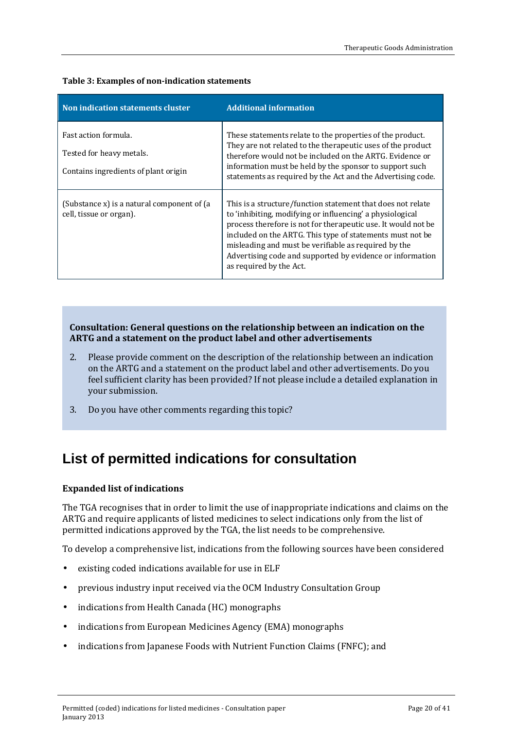**Table 3: Examples of non-indication statements**

| Non indication statements cluster | Additional information |
|---|---|
| Fast action formula.<br>Tested for heavy metals.<br>Contains ingredients of plant origin | These statements relate to the properties of the product. They are not related to the therapeutic uses of the product therefore would not be included on the ARTG. Evidence or information must be held by the sponsor to support such statements as required by the Act and the Advertising code. |
| (Substance x) is a natural component of (a cell, tissue or organ). | This is a structure/function statement that does not relate to 'inhibiting, modifying or influencing' a physiological process therefore is not for therapeutic use. It would not be included on the ARTG. This type of statements must not be misleading and must be verifiable as required by the Advertising code and supported by evidence or information as required by the Act. |

**Consultation: General questions on the relationship between an indication on the ARTG and a statement on the product label and other advertisements**

2. Please provide comment on the description of the relationship between an indication on the ARTG and a statement on the product label and other advertisements. Do you feel sufficient clarity has been provided? If not please include a detailed explanation in your submission.
3. Do you have other comments regarding this topic?

# List of permitted indications for consultation

### Expanded list of indications

The TGA recognises that in order to limit the use of inappropriate indications and claims on the ARTG and require applicants of listed medicines to select indications only from the list of permitted indications approved by the TGA, the list needs to be comprehensive.

To develop a comprehensive list, indications from the following sources have been considered

- existing coded indications available for use in ELF
- previous industry input received via the OCM Industry Consultation Group
- indications from Health Canada (HC) monographs
- indications from European Medicines Agency (EMA) monographs
- indications from Japanese Foods with Nutrient Function Claims (FNFC); and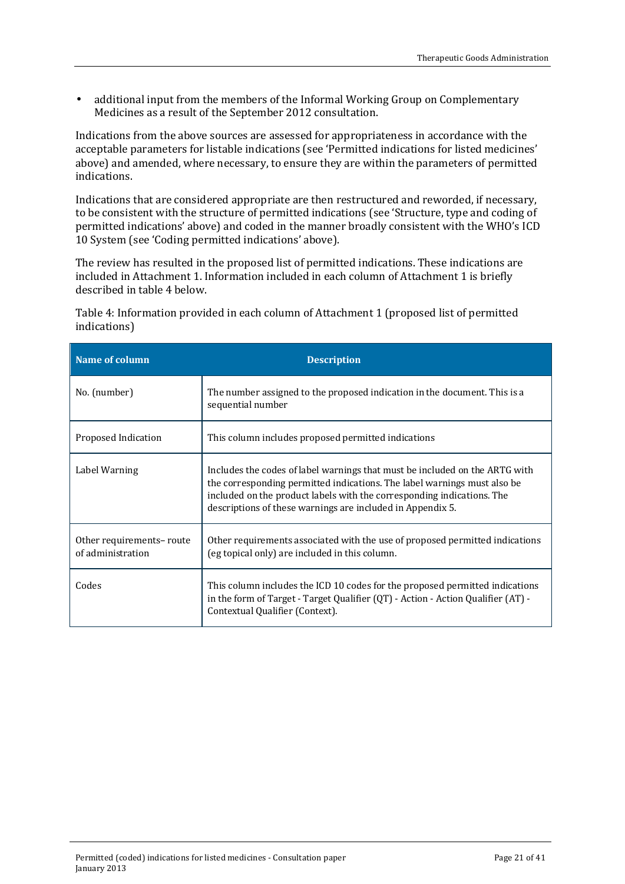- additional input from the members of the Informal Working Group on Complementary Medicines as a result of the September 2012 consultation.

Indications from the above sources are assessed for appropriateness in accordance with the acceptable parameters for listable indications (see 'Permitted indications for listed medicines' above) and amended, where necessary, to ensure they are within the parameters of permitted indications.

Indications that are considered appropriate are then restructured and reworded, if necessary, to be consistent with the structure of permitted indications (see 'Structure, type and coding of permitted indications' above) and coded in the manner broadly consistent with the WHO's ICD 10 System (see 'Coding permitted indications' above).

The review has resulted in the proposed list of permitted indications. These indications are included in Attachment 1. Information included in each column of Attachment 1 is briefly described in table 4 below.

Table 4: Information provided in each column of Attachment 1 (proposed list of permitted indications)

| Name of column | Description |
|---|---|
| No. (number) | The number assigned to the proposed indication in the document. This is a sequential number |
| Proposed Indication | This column includes proposed permitted indications |
| Label Warning | Includes the codes of label warnings that must be included on the ARTG with the corresponding permitted indications. The label warnings must also be included on the product labels with the corresponding indications. The descriptions of these warnings are included in Appendix 5. |
| Other requirements– route of administration | Other requirements associated with the use of proposed permitted indications (eg topical only) are included in this column. |
| Codes | This column includes the ICD 10 codes for the proposed permitted indications in the form of Target - Target Qualifier (QT) - Action - Action Qualifier (AT) - Contextual Qualifier (Context). |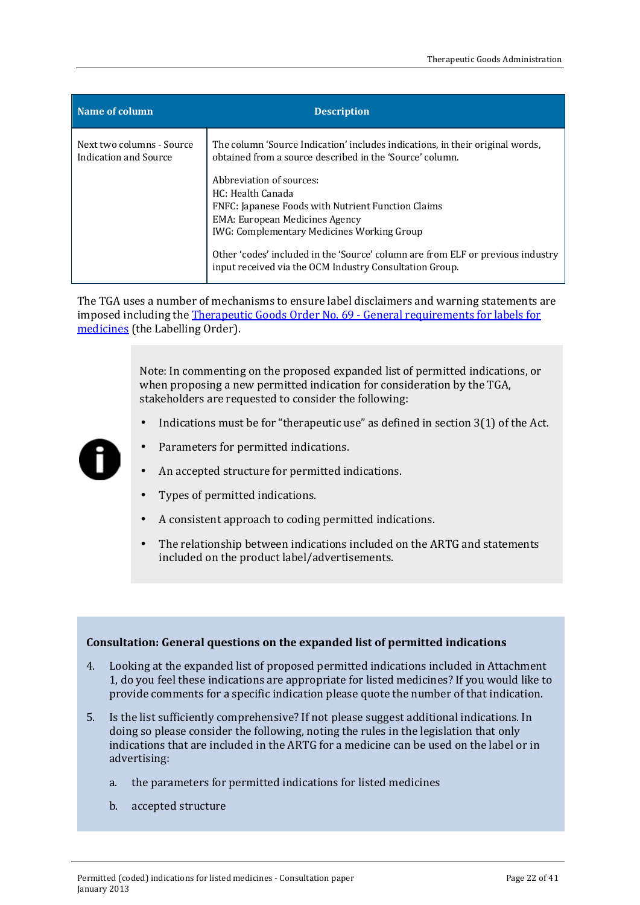| Name of column | Description |
| --- | --- |
| Next two columns - Source Indication and Source | The column 'Source Indication' includes indications, in their original words, obtained from a source described in the 'Source' column.<br><br>Abbreviation of sources:<br>HC: Health Canada<br>FNFC: Japanese Foods with Nutrient Function Claims<br>EMA: European Medicines Agency<br>IWG: Complementary Medicines Working Group<br><br>Other 'codes' included in the 'Source' column are from ELF or previous industry input received via the OCM Industry Consultation Group. |

The TGA uses a number of mechanisms to ensure label disclaimers and warning statements are imposed including the [Therapeutic Goods Order No. 69 - General requirements for labels for medicines]() (the Labelling Order).

> Note: In commenting on the proposed expanded list of permitted indications, or when proposing a new permitted indication for consideration by the TGA, stakeholders are requested to consider the following:
>
> - Indications must be for "therapeutic use" as defined in section 3(1) of the Act.
> - Parameters for permitted indications.
> - An accepted structure for permitted indications.
> - Types of permitted indications.
> - A consistent approach to coding permitted indications.
> - The relationship between indications included on the ARTG and statements included on the product label/advertisements.

**Consultation: General questions on the expanded list of permitted indications**

4. Looking at the expanded list of proposed permitted indications included in Attachment 1, do you feel these indications are appropriate for listed medicines? If you would like to provide comments for a specific indication please quote the number of that indication.
5. Is the list sufficiently comprehensive? If not please suggest additional indications. In doing so please consider the following, noting the rules in the legislation that only indications that are included in the ARTG for a medicine can be used on the label or in advertising:
   a. the parameters for permitted indications for listed medicines
   b. accepted structure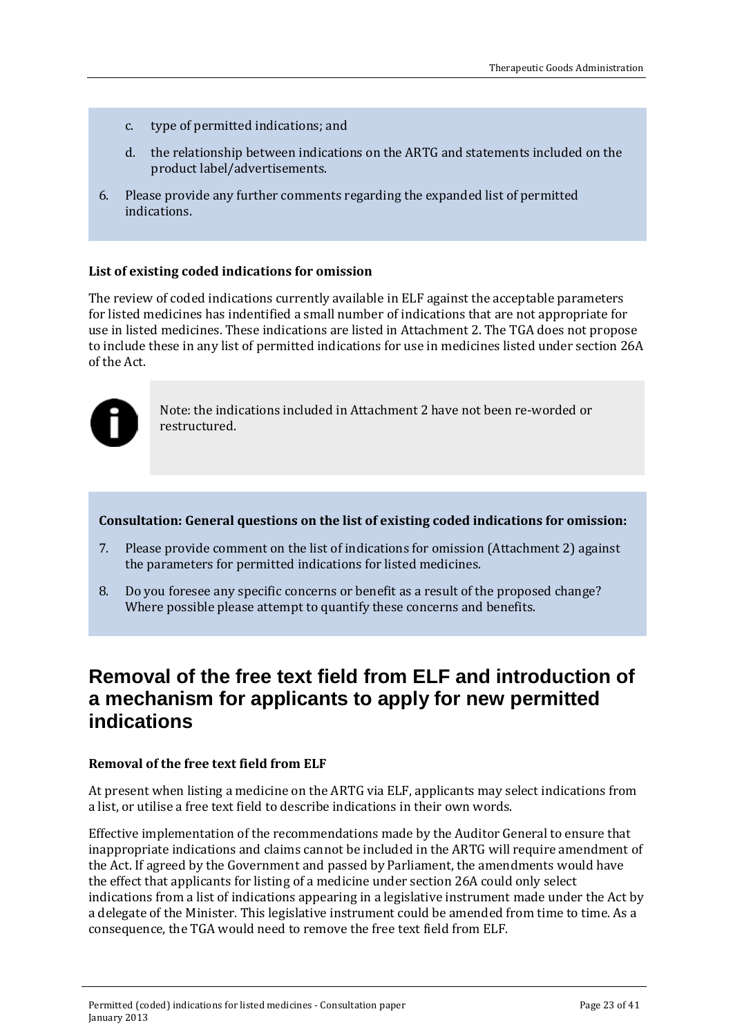c. type of permitted indications; and

d. the relationship between indications on the ARTG and statements included on the product label/advertisements.

6. Please provide any further comments regarding the expanded list of permitted indications.

**List of existing coded indications for omission**

The review of coded indications currently available in ELF against the acceptable parameters for listed medicines has indentified a small number of indications that are not appropriate for use in listed medicines. These indications are listed in Attachment 2. The TGA does not propose to include these in any list of permitted indications for use in medicines listed under section 26A of the Act.

Note: the indications included in Attachment 2 have not been re-worded or restructured.

**Consultation: General questions on the list of existing coded indications for omission:**

7. Please provide comment on the list of indications for omission (Attachment 2) against the parameters for permitted indications for listed medicines.

8. Do you foresee any specific concerns or benefit as a result of the proposed change? Where possible please attempt to quantify these concerns and benefits.

## Removal of the free text field from ELF and introduction of a mechanism for applicants to apply for new permitted indications

**Removal of the free text field from ELF**

At present when listing a medicine on the ARTG via ELF, applicants may select indications from a list, or utilise a free text field to describe indications in their own words.

Effective implementation of the recommendations made by the Auditor General to ensure that inappropriate indications and claims cannot be included in the ARTG will require amendment of the Act. If agreed by the Government and passed by Parliament, the amendments would have the effect that applicants for listing of a medicine under section 26A could only select indications from a list of indications appearing in a legislative instrument made under the Act by a delegate of the Minister. This legislative instrument could be amended from time to time. As a consequence, the TGA would need to remove the free text field from ELF.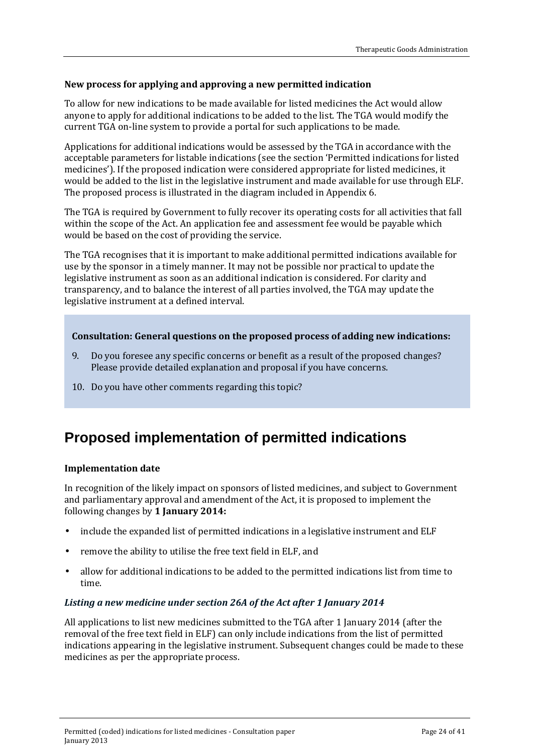**New process for applying and approving a new permitted indication**

To allow for new indications to be made available for listed medicines the Act would allow anyone to apply for additional indications to be added to the list. The TGA would modify the current TGA on-line system to provide a portal for such applications to be made.

Applications for additional indications would be assessed by the TGA in accordance with the acceptable parameters for listable indications (see the section 'Permitted indications for listed medicines'). If the proposed indication were considered appropriate for listed medicines, it would be added to the list in the legislative instrument and made available for use through ELF. The proposed process is illustrated in the diagram included in Appendix 6.

The TGA is required by Government to fully recover its operating costs for all activities that fall within the scope of the Act. An application fee and assessment fee would be payable which would be based on the cost of providing the service.

The TGA recognises that it is important to make additional permitted indications available for use by the sponsor in a timely manner. It may not be possible nor practical to update the legislative instrument as soon as an additional indication is considered. For clarity and transparency, and to balance the interest of all parties involved, the TGA may update the legislative instrument at a defined interval.

**Consultation: General questions on the proposed process of adding new indications:**

9. Do you foresee any specific concerns or benefit as a result of the proposed changes? Please provide detailed explanation and proposal if you have concerns.
10. Do you have other comments regarding this topic?

## Proposed implementation of permitted indications

**Implementation date**

In recognition of the likely impact on sponsors of listed medicines, and subject to Government and parliamentary approval and amendment of the Act, it is proposed to implement the following changes by **1 January 2014:**

- include the expanded list of permitted indications in a legislative instrument and ELF
- remove the ability to utilise the free text field in ELF, and
- allow for additional indications to be added to the permitted indications list from time to time.

***Listing a new medicine under section 26A of the Act after 1 January 2014***

All applications to list new medicines submitted to the TGA after 1 January 2014 (after the removal of the free text field in ELF) can only include indications from the list of permitted indications appearing in the legislative instrument. Subsequent changes could be made to these medicines as per the appropriate process.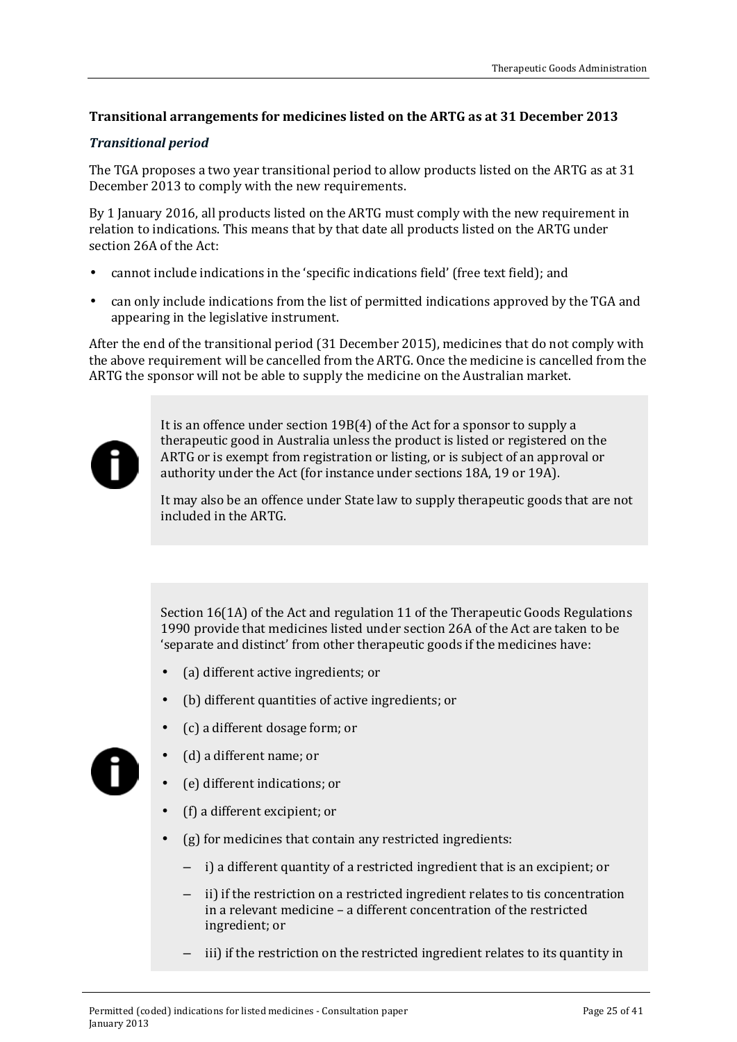### Transitional arrangements for medicines listed on the ARTG as at 31 December 2013

#### *Transitional period*

The TGA proposes a two year transitional period to allow products listed on the ARTG as at 31 December 2013 to comply with the new requirements.

By 1 January 2016, all products listed on the ARTG must comply with the new requirement in relation to indications. This means that by that date all products listed on the ARTG under section 26A of the Act:

- cannot include indications in the 'specific indications field' (free text field); and
- can only include indications from the list of permitted indications approved by the TGA and appearing in the legislative instrument.

After the end of the transitional period (31 December 2015), medicines that do not comply with the above requirement will be cancelled from the ARTG. Once the medicine is cancelled from the ARTG the sponsor will not be able to supply the medicine on the Australian market.

> It is an offence under section 19B(4) of the Act for a sponsor to supply a therapeutic good in Australia unless the product is listed or registered on the ARTG or is exempt from registration or listing, or is subject of an approval or authority under the Act (for instance under sections 18A, 19 or 19A).
>
> It may also be an offence under State law to supply therapeutic goods that are not included in the ARTG.

> Section 16(1A) of the Act and regulation 11 of the Therapeutic Goods Regulations 1990 provide that medicines listed under section 26A of the Act are taken to be 'separate and distinct' from other therapeutic goods if the medicines have:
>
> - (a) different active ingredients; or
> - (b) different quantities of active ingredients; or
> - (c) a different dosage form; or
> - (d) a different name; or
> - (e) different indications; or
> - (f) a different excipient; or
> - (g) for medicines that contain any restricted ingredients:
>   - i) a different quantity of a restricted ingredient that is an excipient; or
>   - ii) if the restriction on a restricted ingredient relates to tis concentration in a relevant medicine – a different concentration of the restricted ingredient; or
>   - iii) if the restriction on the restricted ingredient relates to its quantity in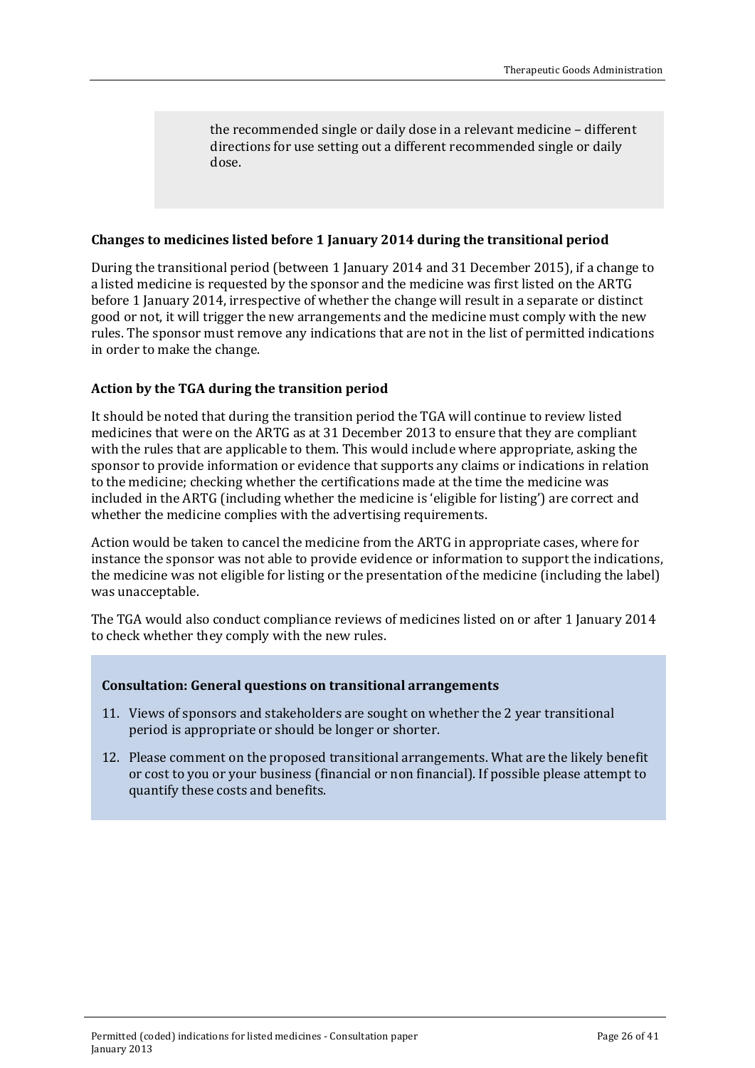the recommended single or daily dose in a relevant medicine – different directions for use setting out a different recommended single or daily dose.

**Changes to medicines listed before 1 January 2014 during the transitional period**

During the transitional period (between 1 January 2014 and 31 December 2015), if a change to a listed medicine is requested by the sponsor and the medicine was first listed on the ARTG before 1 January 2014, irrespective of whether the change will result in a separate or distinct good or not, it will trigger the new arrangements and the medicine must comply with the new rules. The sponsor must remove any indications that are not in the list of permitted indications in order to make the change.

**Action by the TGA during the transition period**

It should be noted that during the transition period the TGA will continue to review listed medicines that were on the ARTG as at 31 December 2013 to ensure that they are compliant with the rules that are applicable to them. This would include where appropriate, asking the sponsor to provide information or evidence that supports any claims or indications in relation to the medicine; checking whether the certifications made at the time the medicine was included in the ARTG (including whether the medicine is 'eligible for listing') are correct and whether the medicine complies with the advertising requirements.

Action would be taken to cancel the medicine from the ARTG in appropriate cases, where for instance the sponsor was not able to provide evidence or information to support the indications, the medicine was not eligible for listing or the presentation of the medicine (including the label) was unacceptable.

The TGA would also conduct compliance reviews of medicines listed on or after 1 January 2014 to check whether they comply with the new rules.

**Consultation: General questions on transitional arrangements**

11. Views of sponsors and stakeholders are sought on whether the 2 year transitional period is appropriate or should be longer or shorter.
12. Please comment on the proposed transitional arrangements. What are the likely benefit or cost to you or your business (financial or non financial). If possible please attempt to quantify these costs and benefits.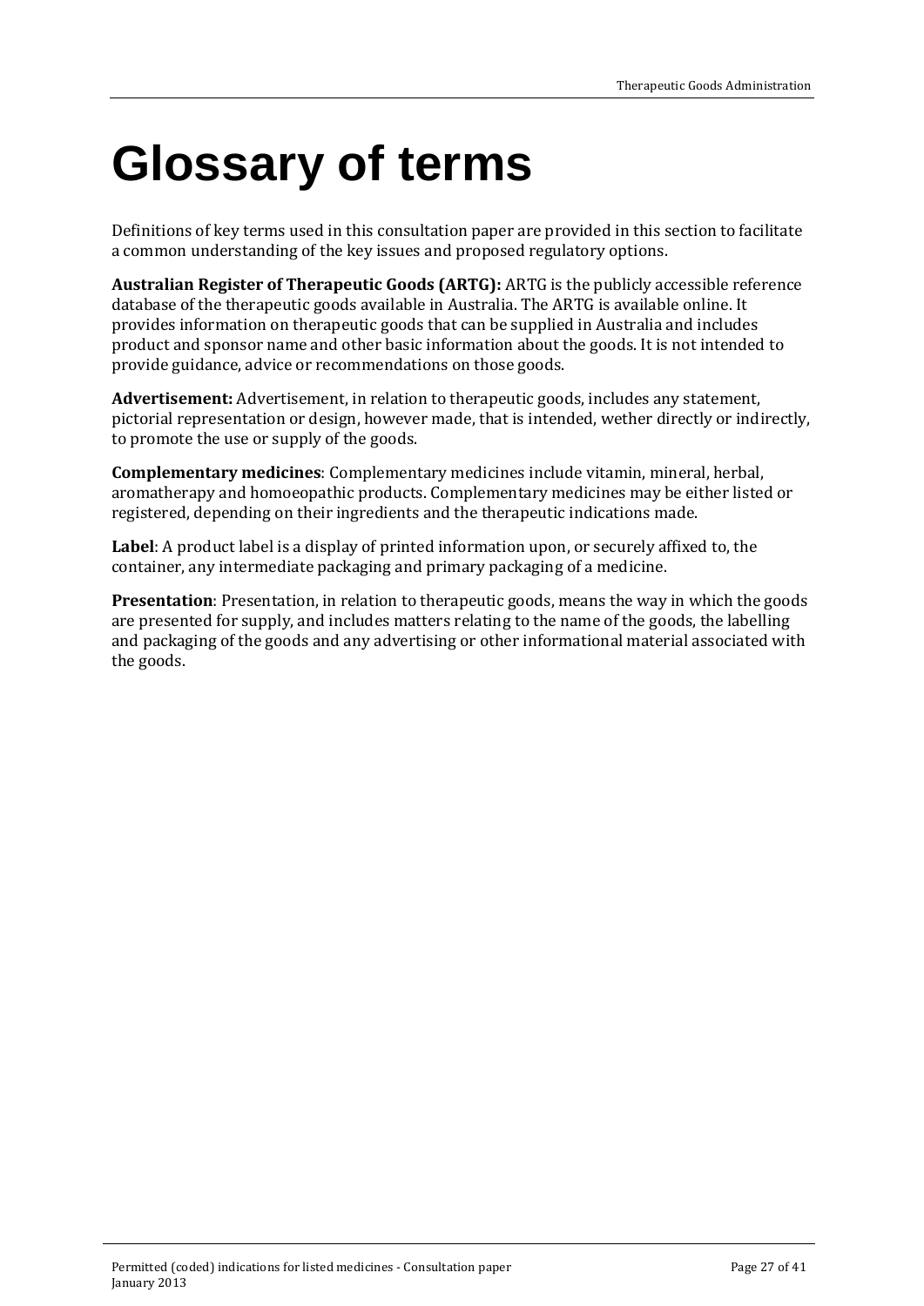# Glossary of terms

Definitions of key terms used in this consultation paper are provided in this section to facilitate a common understanding of the key issues and proposed regulatory options.

**Australian Register of Therapeutic Goods (ARTG):** ARTG is the publicly accessible reference database of the therapeutic goods available in Australia. The ARTG is available online. It provides information on therapeutic goods that can be supplied in Australia and includes product and sponsor name and other basic information about the goods. It is not intended to provide guidance, advice or recommendations on those goods.

**Advertisement:** Advertisement, in relation to therapeutic goods, includes any statement, pictorial representation or design, however made, that is intended, wether directly or indirectly, to promote the use or supply of the goods.

**Complementary medicines**: Complementary medicines include vitamin, mineral, herbal, aromatherapy and homoeopathic products. Complementary medicines may be either listed or registered, depending on their ingredients and the therapeutic indications made.

**Label**: A product label is a display of printed information upon, or securely affixed to, the container, any intermediate packaging and primary packaging of a medicine.

**Presentation**: Presentation, in relation to therapeutic goods, means the way in which the goods are presented for supply, and includes matters relating to the name of the goods, the labelling and packaging of the goods and any advertising or other informational material associated with the goods.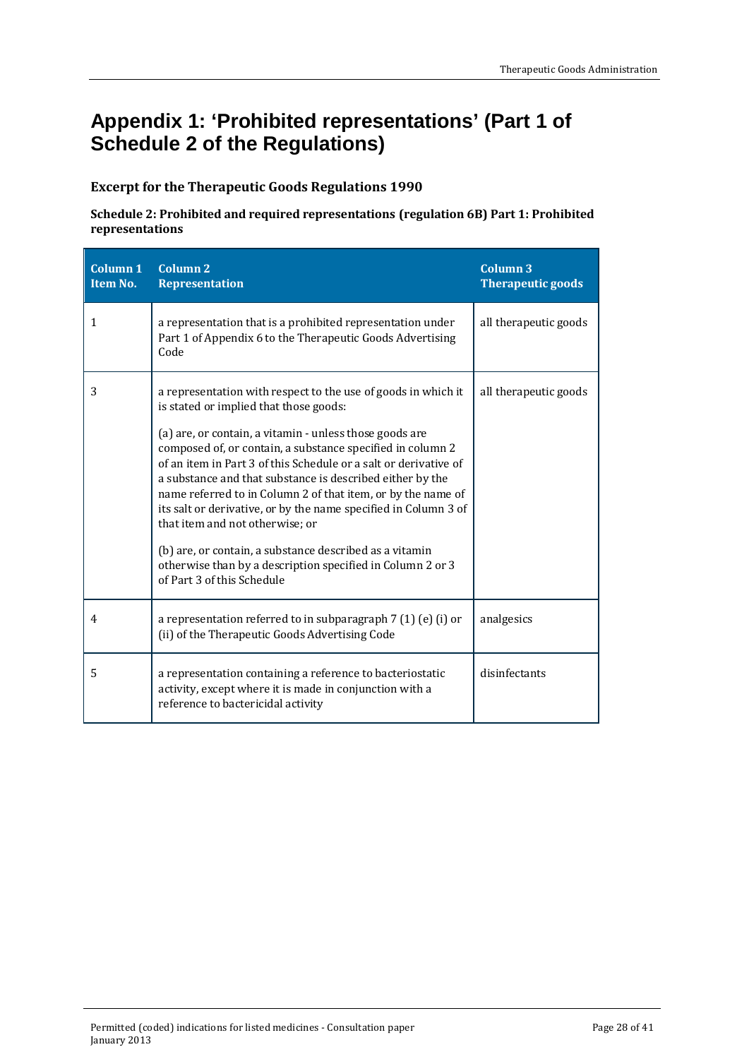# Appendix 1: 'Prohibited representations' (Part 1 of Schedule 2 of the Regulations)

### Excerpt for the Therapeutic Goods Regulations 1990

**Schedule 2: Prohibited and required representations (regulation 6B) Part 1: Prohibited representations**

| Column 1 Item No. | Column 2 Representation | Column 3 Therapeutic goods |
|---|---|---|
| 1 | a representation that is a prohibited representation under Part 1 of Appendix 6 to the Therapeutic Goods Advertising Code | all therapeutic goods |
| 3 | a representation with respect to the use of goods in which it is stated or implied that those goods:<br><br>(a) are, or contain, a vitamin - unless those goods are composed of, or contain, a substance specified in column 2 of an item in Part 3 of this Schedule or a salt or derivative of a substance and that substance is described either by the name referred to in Column 2 of that item, or by the name of its salt or derivative, or by the name specified in Column 3 of that item and not otherwise; or<br><br>(b) are, or contain, a substance described as a vitamin otherwise than by a description specified in Column 2 or 3 of Part 3 of this Schedule | all therapeutic goods |
| 4 | a representation referred to in subparagraph 7 (1) (e) (i) or (ii) of the Therapeutic Goods Advertising Code | analgesics |
| 5 | a representation containing a reference to bacteriostatic activity, except where it is made in conjunction with a reference to bactericidal activity | disinfectants |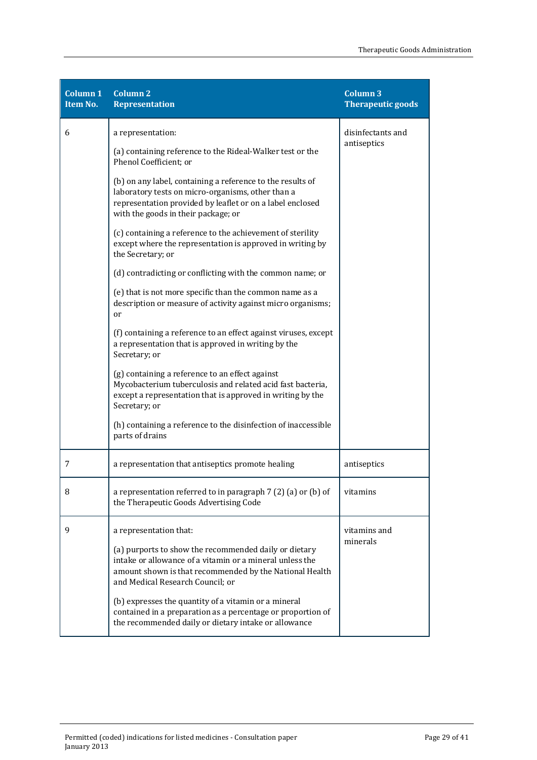| Column 1 Item No. | Column 2 Representation | Column 3 Therapeutic goods |
|---|---|---|
| 6 | a representation:<br><br>(a) containing reference to the Rideal-Walker test or the Phenol Coefficient; or<br><br>(b) on any label, containing a reference to the results of laboratory tests on micro-organisms, other than a representation provided by leaflet or on a label enclosed with the goods in their package; or<br><br>(c) containing a reference to the achievement of sterility except where the representation is approved in writing by the Secretary; or<br><br>(d) contradicting or conflicting with the common name; or<br><br>(e) that is not more specific than the common name as a description or measure of activity against micro organisms; or<br><br>(f) containing a reference to an effect against viruses, except a representation that is approved in writing by the Secretary; or<br><br>(g) containing a reference to an effect against Mycobacterium tuberculosis and related acid fast bacteria, except a representation that is approved in writing by the Secretary; or<br><br>(h) containing a reference to the disinfection of inaccessible parts of drains | disinfectants and antiseptics |
| 7 | a representation that antiseptics promote healing | antiseptics |
| 8 | a representation referred to in paragraph 7 (2) (a) or (b) of the Therapeutic Goods Advertising Code | vitamins |
| 9 | a representation that:<br><br>(a) purports to show the recommended daily or dietary intake or allowance of a vitamin or a mineral unless the amount shown is that recommended by the National Health and Medical Research Council; or<br><br>(b) expresses the quantity of a vitamin or a mineral contained in a preparation as a percentage or proportion of the recommended daily or dietary intake or allowance | vitamins and minerals |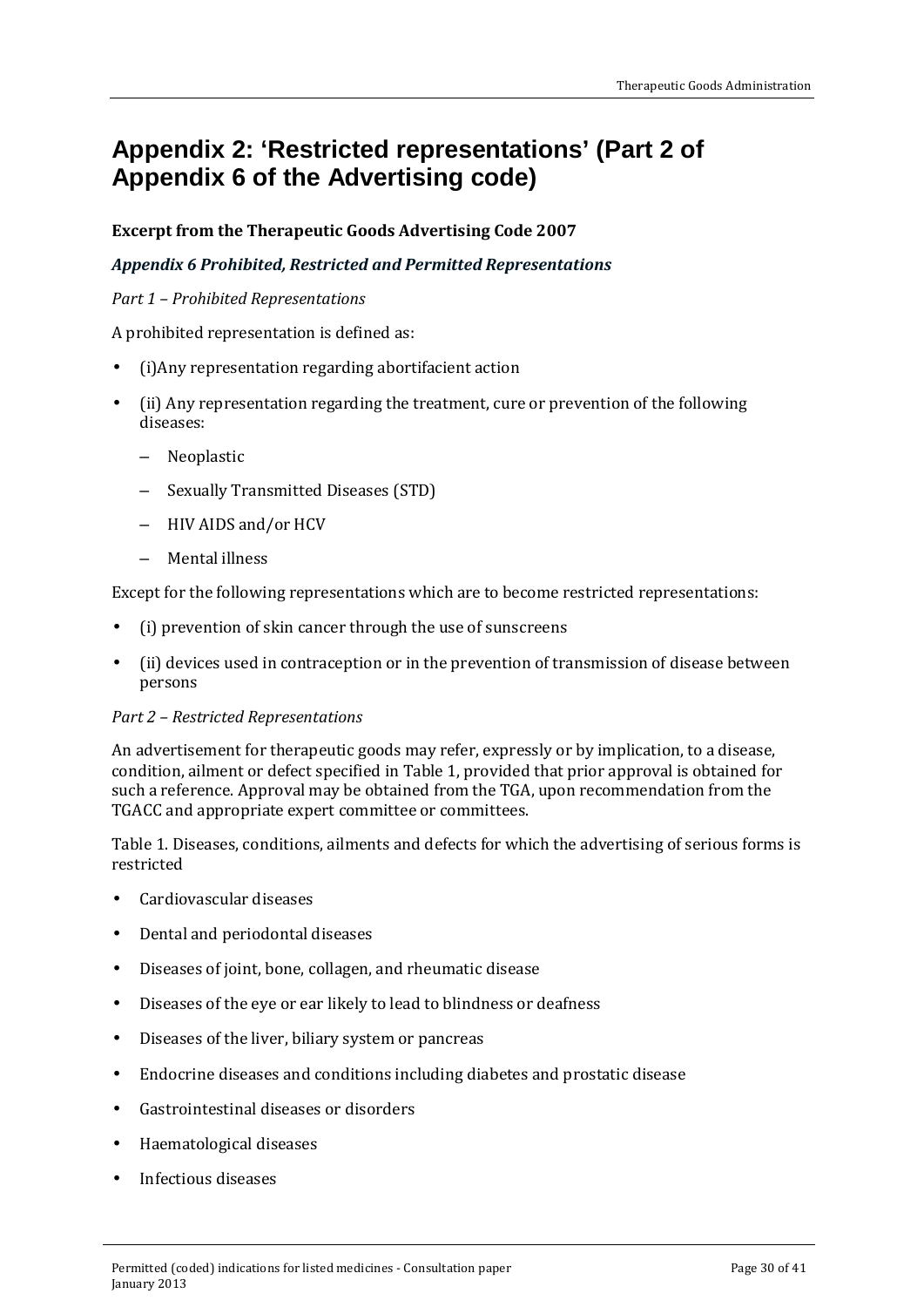# Appendix 2: 'Restricted representations' (Part 2 of Appendix 6 of the Advertising code)

**Excerpt from the Therapeutic Goods Advertising Code 2007**

***Appendix 6 Prohibited, Restricted and Permitted Representations***

*Part 1 – Prohibited Representations*

A prohibited representation is defined as:

- (i)Any representation regarding abortifacient action
- (ii) Any representation regarding the treatment, cure or prevention of the following diseases:
  - Neoplastic
  - Sexually Transmitted Diseases (STD)
  - HIV AIDS and/or HCV
  - Mental illness

Except for the following representations which are to become restricted representations:

- (i) prevention of skin cancer through the use of sunscreens
- (ii) devices used in contraception or in the prevention of transmission of disease between persons

*Part 2 – Restricted Representations*

An advertisement for therapeutic goods may refer, expressly or by implication, to a disease, condition, ailment or defect specified in Table 1, provided that prior approval is obtained for such a reference. Approval may be obtained from the TGA, upon recommendation from the TGACC and appropriate expert committee or committees.

Table 1. Diseases, conditions, ailments and defects for which the advertising of serious forms is restricted

- Cardiovascular diseases
- Dental and periodontal diseases
- Diseases of joint, bone, collagen, and rheumatic disease
- Diseases of the eye or ear likely to lead to blindness or deafness
- Diseases of the liver, biliary system or pancreas
- Endocrine diseases and conditions including diabetes and prostatic disease
- Gastrointestinal diseases or disorders
- Haematological diseases
- Infectious diseases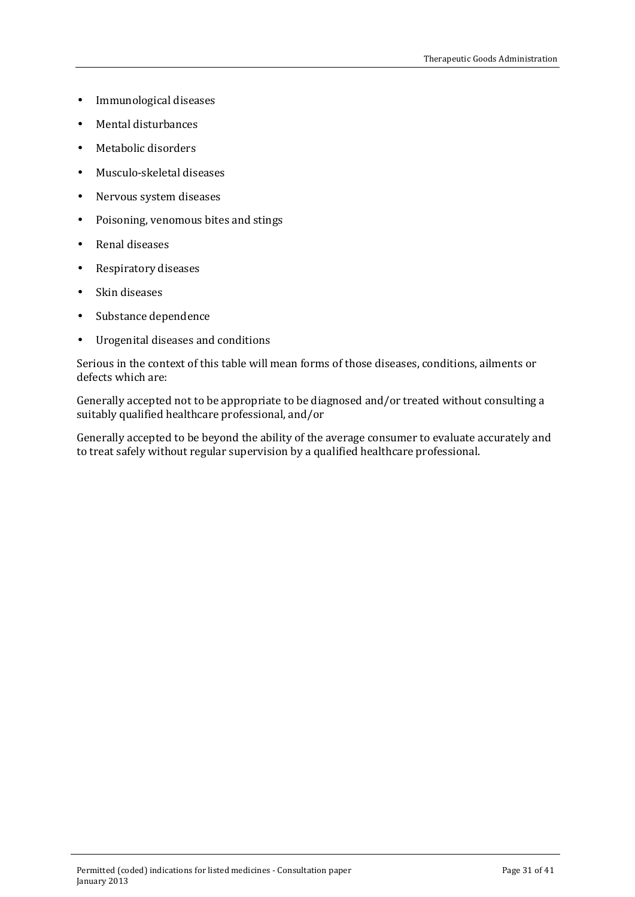- Immunological diseases
- Mental disturbances
- Metabolic disorders
- Musculo-skeletal diseases
- Nervous system diseases
- Poisoning, venomous bites and stings
- Renal diseases
- Respiratory diseases
- Skin diseases
- Substance dependence
- Urogenital diseases and conditions

Serious in the context of this table will mean forms of those diseases, conditions, ailments or defects which are:

Generally accepted not to be appropriate to be diagnosed and/or treated without consulting a suitably qualified healthcare professional, and/or

Generally accepted to be beyond the ability of the average consumer to evaluate accurately and to treat safely without regular supervision by a qualified healthcare professional.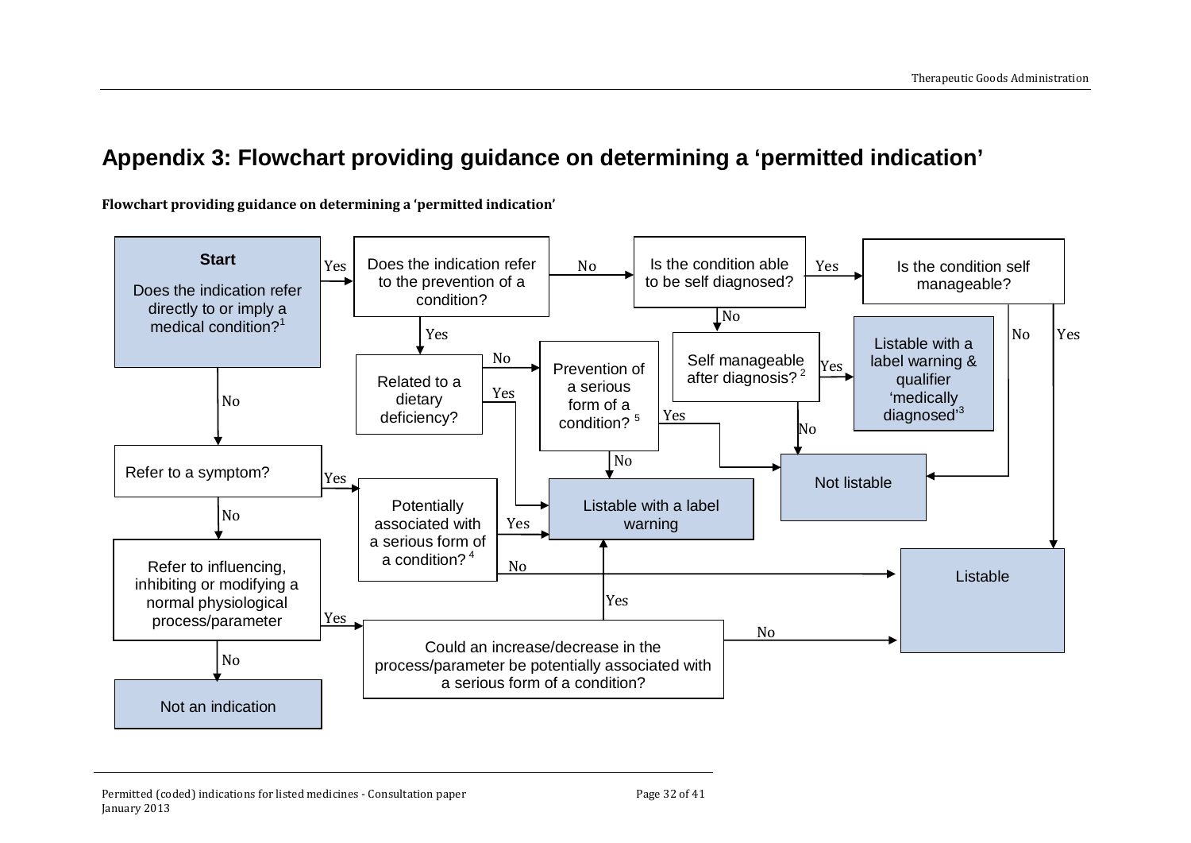# Appendix 3: Flowchart providing guidance on determining a 'permitted indication'

**Flowchart providing guidance on determining a 'permitted indication'**

**Start**

Does the indication refer directly to or imply a medical condition?[1]

- **Yes** → Does the indication refer to the prevention of a condition?
  - **Yes** → Related to a dietary deficiency?
    - **Yes** → Listable with a label warning
    - **No** → Prevention of a serious form of a condition?[5]
      - **Yes** → Not listable
      - **No** → Listable with a label warning
  - **No** → Is the condition able to be self diagnosed?
    - **Yes** → Is the condition self manageable?
      - **Yes** → Listable
      - **No** → Not listable
    - **No** → Self manageable after diagnosis?[2]
      - **Yes** → Listable with a label warning & qualifier 'medically diagnosed'[3]
      - **No** → Not listable
- **No** → Refer to a symptom?
  - **Yes** → Potentially associated with a serious form of a condition?[4]
    - **Yes** → Listable with a label warning
    - **No** → Listable
  - **No** → Refer to influencing, inhibiting or modifying a normal physiological process/parameter
    - **Yes** → Could an increase/decrease in the process/parameter be potentially associated with a serious form of a condition?
      - **Yes** → Listable with a label warning
      - **No** → Listable
    - **No** → Not an indication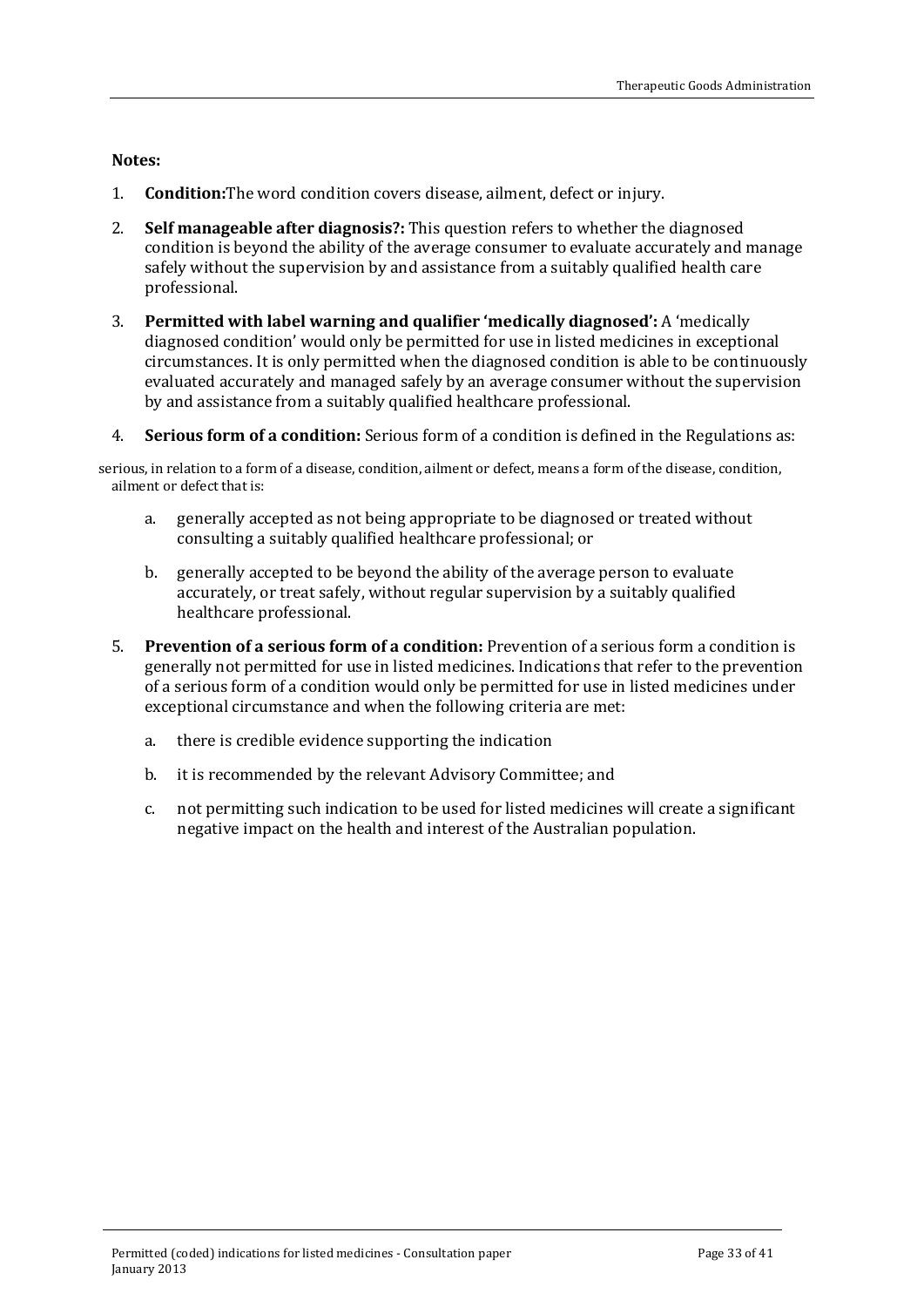**Notes:**

1. **Condition:**The word condition covers disease, ailment, defect or injury.
2. **Self manageable after diagnosis?:** This question refers to whether the diagnosed condition is beyond the ability of the average consumer to evaluate accurately and manage safely without the supervision by and assistance from a suitably qualified health care professional.
3. **Permitted with label warning and qualifier 'medically diagnosed':** A 'medically diagnosed condition' would only be permitted for use in listed medicines in exceptional circumstances. It is only permitted when the diagnosed condition is able to be continuously evaluated accurately and managed safely by an average consumer without the supervision by and assistance from a suitably qualified healthcare professional.
4. **Serious form of a condition:** Serious form of a condition is defined in the Regulations as:

serious, in relation to a form of a disease, condition, ailment or defect, means a form of the disease, condition, ailment or defect that is:

   a. generally accepted as not being appropriate to be diagnosed or treated without consulting a suitably qualified healthcare professional; or
   b. generally accepted to be beyond the ability of the average person to evaluate accurately, or treat safely, without regular supervision by a suitably qualified healthcare professional.

5. **Prevention of a serious form of a condition:** Prevention of a serious form a condition is generally not permitted for use in listed medicines. Indications that refer to the prevention of a serious form of a condition would only be permitted for use in listed medicines under exceptional circumstance and when the following criteria are met:
   a. there is credible evidence supporting the indication
   b. it is recommended by the relevant Advisory Committee; and
   c. not permitting such indication to be used for listed medicines will create a significant negative impact on the health and interest of the Australian population.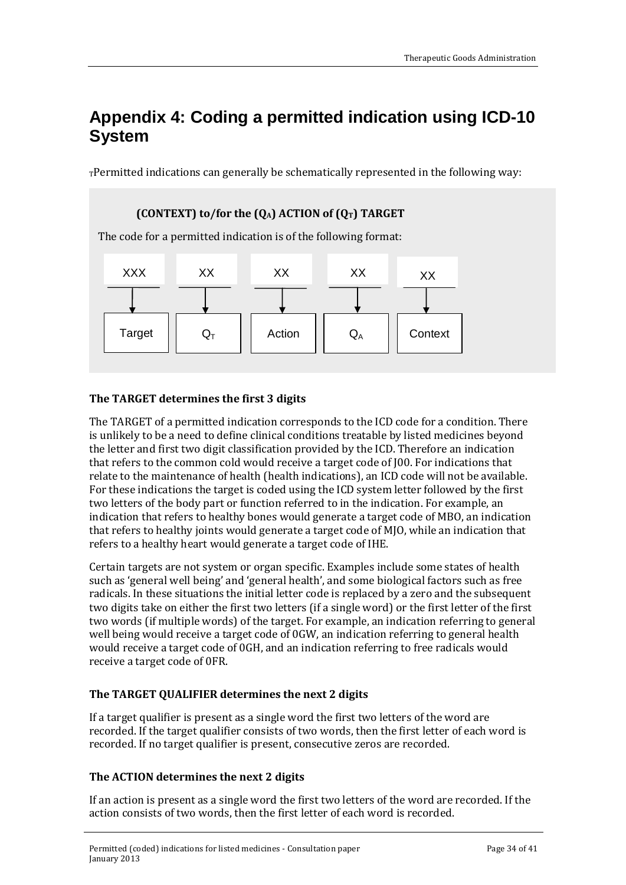# Appendix 4: Coding a permitted indication using ICD-10 System

Permitted indications can generally be schematically represented in the following way:

**(CONTEXT) to/for the ($Q_A$) ACTION of ($Q_T$) TARGET**

The code for a permitted indication is of the following format:

| XXX | XX | XX | XX | XX |
|---|---|---|---|---|
| Target | $Q_T$ | Action | $Q_A$ | Context |

**The TARGET determines the first 3 digits**

The TARGET of a permitted indication corresponds to the ICD code for a condition. There is unlikely to be a need to define clinical conditions treatable by listed medicines beyond the letter and first two digit classification provided by the ICD. Therefore an indication that refers to the common cold would receive a target code of J00. For indications that relate to the maintenance of health (health indications), an ICD code will not be available. For these indications the target is coded using the ICD system letter followed by the first two letters of the body part or function referred to in the indication. For example, an indication that refers to healthy bones would generate a target code of MBO, an indication that refers to healthy joints would generate a target code of MJO, while an indication that refers to a healthy heart would generate a target code of IHE.

Certain targets are not system or organ specific. Examples include some states of health such as 'general well being' and 'general health', and some biological factors such as free radicals. In these situations the initial letter code is replaced by a zero and the subsequent two digits take on either the first two letters (if a single word) or the first letter of the first two words (if multiple words) of the target. For example, an indication referring to general well being would receive a target code of 0GW, an indication referring to general health would receive a target code of 0GH, and an indication referring to free radicals would receive a target code of 0FR.

**The TARGET QUALIFIER determines the next 2 digits**

If a target qualifier is present as a single word the first two letters of the word are recorded. If the target qualifier consists of two words, then the first letter of each word is recorded. If no target qualifier is present, consecutive zeros are recorded.

**The ACTION determines the next 2 digits**

If an action is present as a single word the first two letters of the word are recorded. If the action consists of two words, then the first letter of each word is recorded.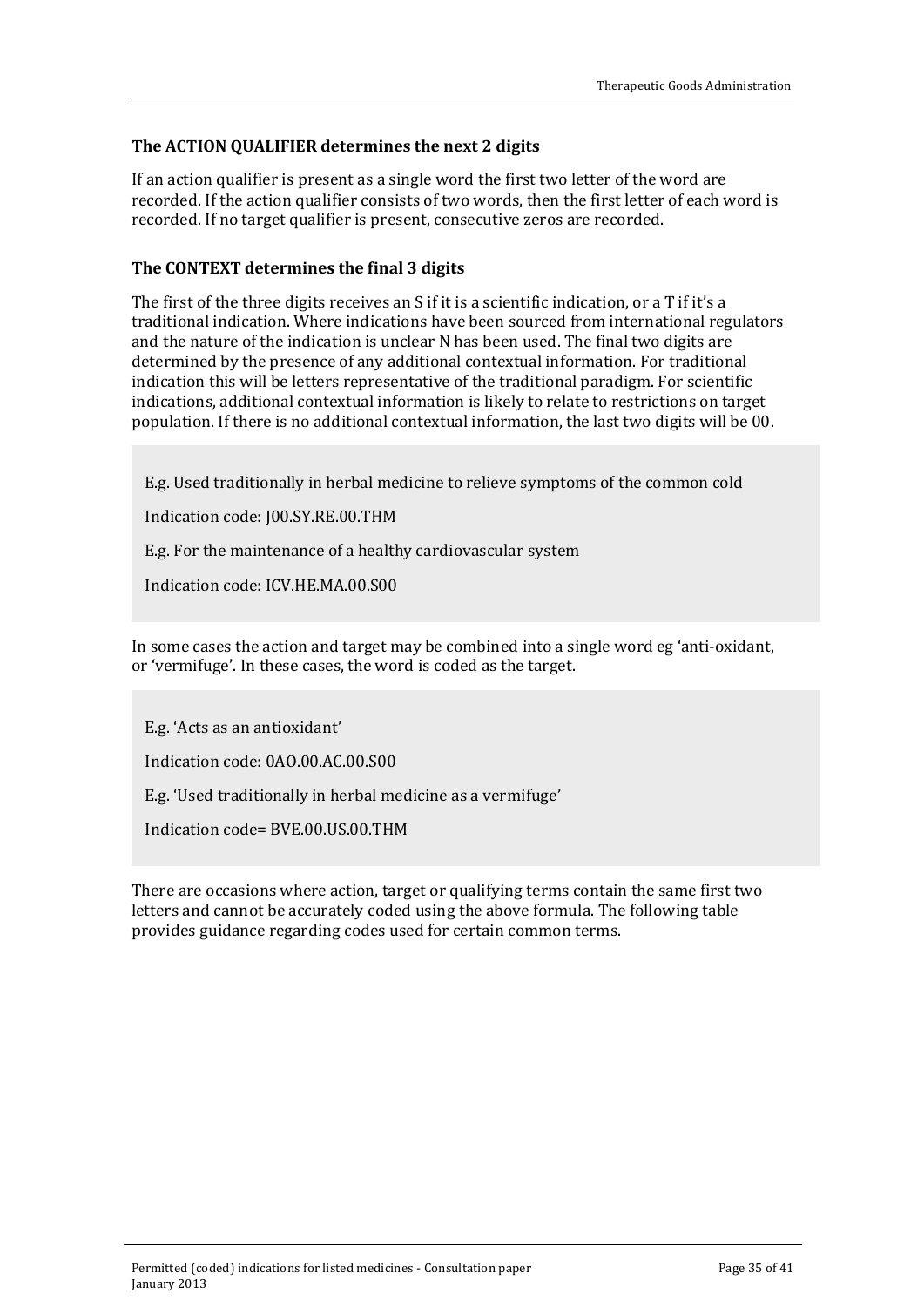**The ACTION QUALIFIER determines the next 2 digits**

If an action qualifier is present as a single word the first two letter of the word are recorded. If the action qualifier consists of two words, then the first letter of each word is recorded. If no target qualifier is present, consecutive zeros are recorded.

**The CONTEXT determines the final 3 digits**

The first of the three digits receives an S if it is a scientific indication, or a T if it's a traditional indication. Where indications have been sourced from international regulators and the nature of the indication is unclear N has been used. The final two digits are determined by the presence of any additional contextual information. For traditional indication this will be letters representative of the traditional paradigm. For scientific indications, additional contextual information is likely to relate to restrictions on target population. If there is no additional contextual information, the last two digits will be 00.

> E.g. Used traditionally in herbal medicine to relieve symptoms of the common cold
>
> Indication code: J00.SY.RE.00.THM
>
> E.g. For the maintenance of a healthy cardiovascular system
>
> Indication code: ICV.HE.MA.00.S00

In some cases the action and target may be combined into a single word eg 'anti-oxidant, or 'vermifuge'. In these cases, the word is coded as the target.

> E.g. 'Acts as an antioxidant'
>
> Indication code: 0AO.00.AC.00.S00
>
> E.g. 'Used traditionally in herbal medicine as a vermifuge'
>
> Indication code= BVE.00.US.00.THM

There are occasions where action, target or qualifying terms contain the same first two letters and cannot be accurately coded using the above formula. The following table provides guidance regarding codes used for certain common terms.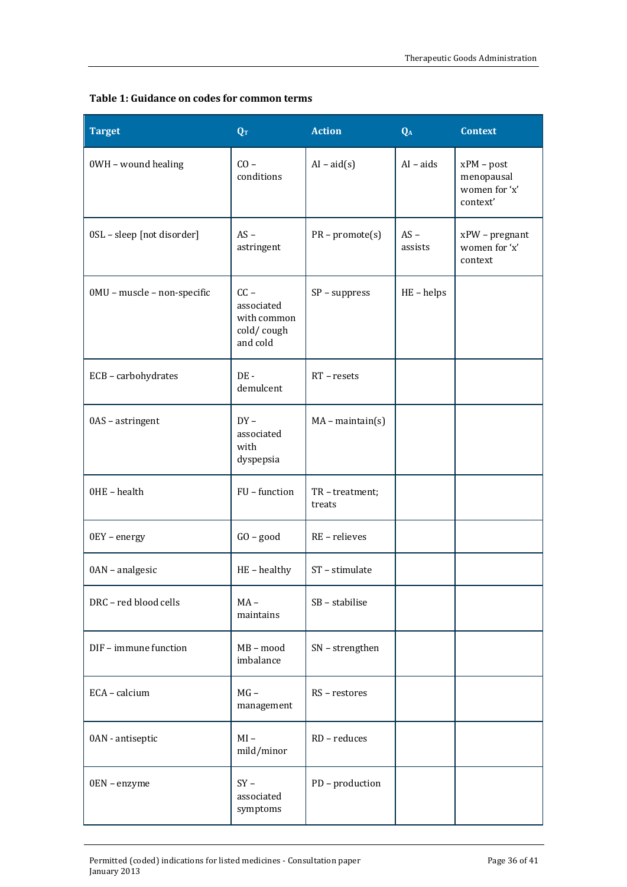**Table 1: Guidance on codes for common terms**

| Target | $Q_T$ | Action | $Q_A$ | Context |
|---|---|---|---|---|
| 0WH – wound healing | CO – conditions | AI – aid(s) | AI – aids | xPM – post menopausal women for 'x' context' |
| 0SL – sleep [not disorder] | AS – astringent | PR – promote(s) | AS – assists | xPW – pregnant women for 'x' context |
| 0MU – muscle – non-specific | CC – associated with common cold/ cough and cold | SP – suppress | HE – helps | |
| ECB – carbohydrates | DE - demulcent | RT – resets | | |
| 0AS – astringent | DY – associated with dyspepsia | MA – maintain(s) | | |
| 0HE – health | FU – function | TR – treatment; treats | | |
| 0EY – energy | GO – good | RE – relieves | | |
| 0AN – analgesic | HE – healthy | ST – stimulate | | |
| DRC – red blood cells | MA – maintains | SB – stabilise | | |
| DIF – immune function | MB – mood imbalance | SN – strengthen | | |
| ECA – calcium | MG – management | RS – restores | | |
| 0AN - antiseptic | MI – mild/minor | RD – reduces | | |
| 0EN – enzyme | SY – associated symptoms | PD – production | | |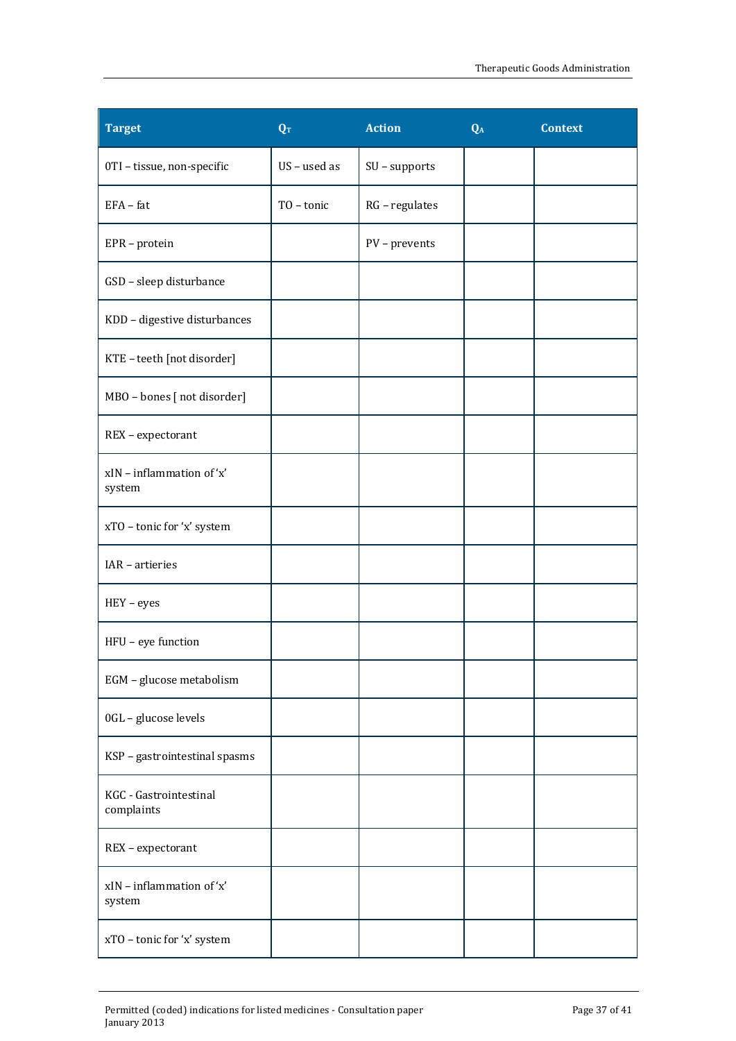| Target | $Q_T$ | Action | $Q_A$ | Context |
|---|---|---|---|---|
| 0TI – tissue, non-specific | US – used as | SU – supports | | |
| EFA – fat | TO – tonic | RG – regulates | | |
| EPR – protein | | PV – prevents | | |
| GSD – sleep disturbance | | | | |
| KDD – digestive disturbances | | | | |
| KTE – teeth [not disorder] | | | | |
| MBO – bones [ not disorder] | | | | |
| REX – expectorant | | | | |
| xIN – inflammation of 'x' system | | | | |
| xTO – tonic for 'x' system | | | | |
| IAR – artieries | | | | |
| HEY – eyes | | | | |
| HFU – eye function | | | | |
| EGM – glucose metabolism | | | | |
| 0GL – glucose levels | | | | |
| KSP – gastrointestinal spasms | | | | |
| KGC - Gastrointestinal complaints | | | | |
| REX – expectorant | | | | |
| xIN – inflammation of 'x' system | | | | |
| xTO – tonic for 'x' system | | | | |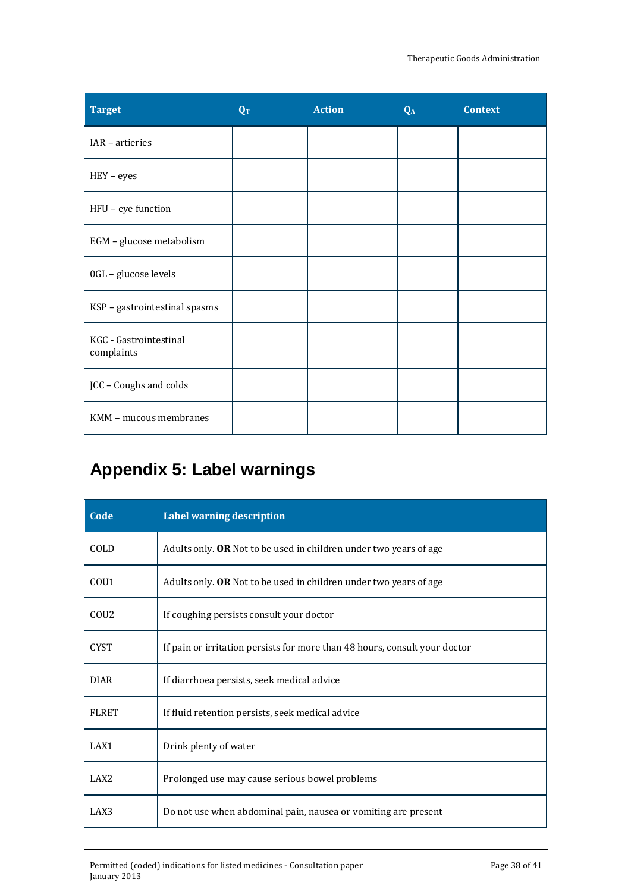| Target | $Q_T$ | Action | $Q_A$ | Context |
|---|---|---|---|---|
| IAR – artieries | | | | |
| HEY – eyes | | | | |
| HFU – eye function | | | | |
| EGM – glucose metabolism | | | | |
| 0GL – glucose levels | | | | |
| KSP – gastrointestinal spasms | | | | |
| KGC - Gastrointestinal complaints | | | | |
| JCC – Coughs and colds | | | | |
| KMM – mucous membranes | | | | |

## Appendix 5: Label warnings

| Code | Label warning description |
|---|---|
| COLD | Adults only. **OR** Not to be used in children under two years of age |
| COU1 | Adults only. **OR** Not to be used in children under two years of age |
| COU2 | If coughing persists consult your doctor |
| CYST | If pain or irritation persists for more than 48 hours, consult your doctor |
| DIAR | If diarrhoea persists, seek medical advice |
| FLRET | If fluid retention persists, seek medical advice |
| LAX1 | Drink plenty of water |
| LAX2 | Prolonged use may cause serious bowel problems |
| LAX3 | Do not use when abdominal pain, nausea or vomiting are present |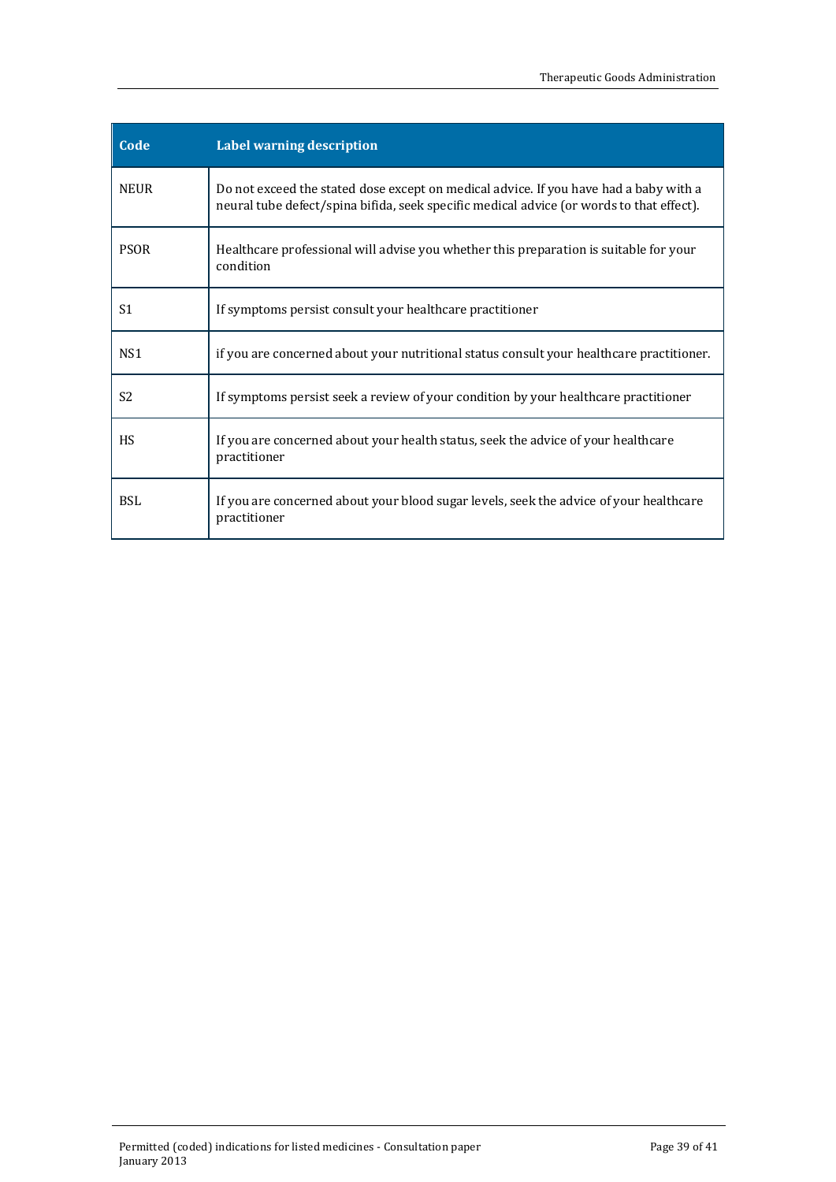| Code | Label warning description |
| --- | --- |
| NEUR | Do not exceed the stated dose except on medical advice. If you have had a baby with a neural tube defect/spina bifida, seek specific medical advice (or words to that effect). |
| PSOR | Healthcare professional will advise you whether this preparation is suitable for your condition |
| S1 | If symptoms persist consult your healthcare practitioner |
| NS1 | if you are concerned about your nutritional status consult your healthcare practitioner. |
| S2 | If symptoms persist seek a review of your condition by your healthcare practitioner |
| HS | If you are concerned about your health status, seek the advice of your healthcare practitioner |
| BSL | If you are concerned about your blood sugar levels, seek the advice of your healthcare practitioner |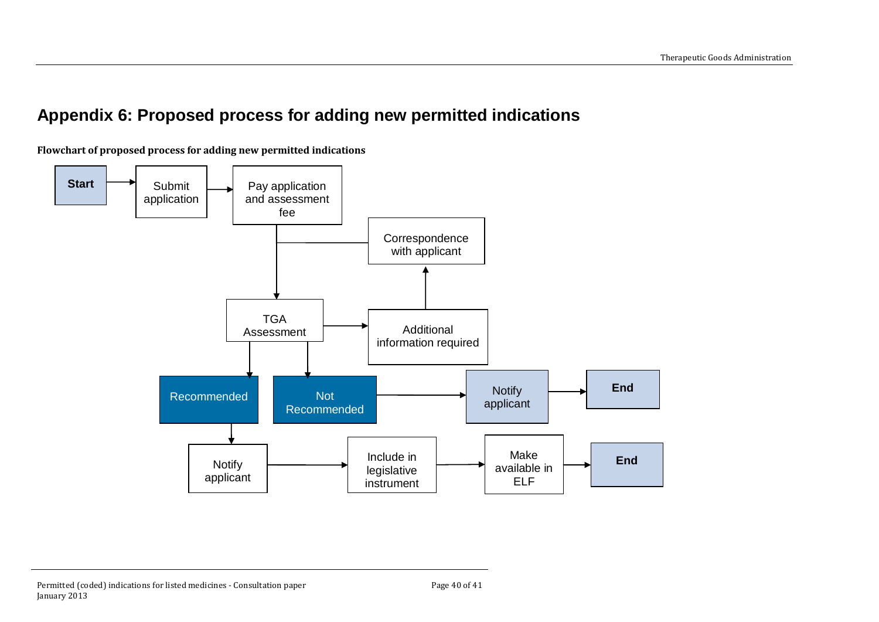# Appendix 6: Proposed process for adding new permitted indications

**Flowchart of proposed process for adding new permitted indications**

Start → Submit application → Pay application and assessment fee → TGA Assessment

TGA Assessment → Additional information required → Correspondence with applicant → TGA Assessment

TGA Assessment → Recommended → Notify applicant → Include in legislative instrument → Make available in ELF → End

TGA Assessment → Not Recommended → Notify applicant → End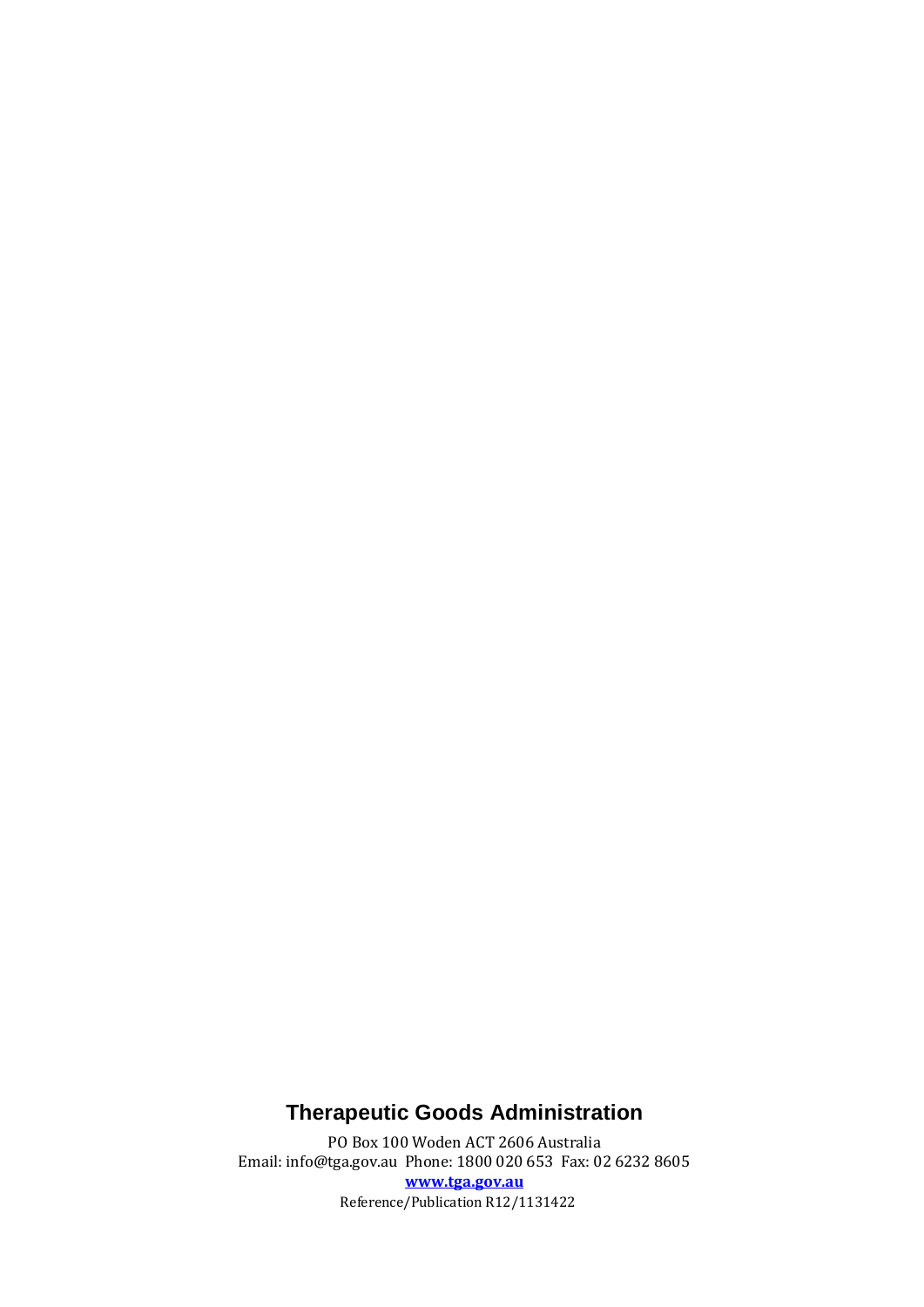**Therapeutic Goods Administration**

PO Box 100 Woden ACT 2606 Australia
Email: info@tga.gov.au Phone: 1800 020 653 Fax: 02 6232 8605
**www.tga.gov.au**
Reference/Publication R12/1131422